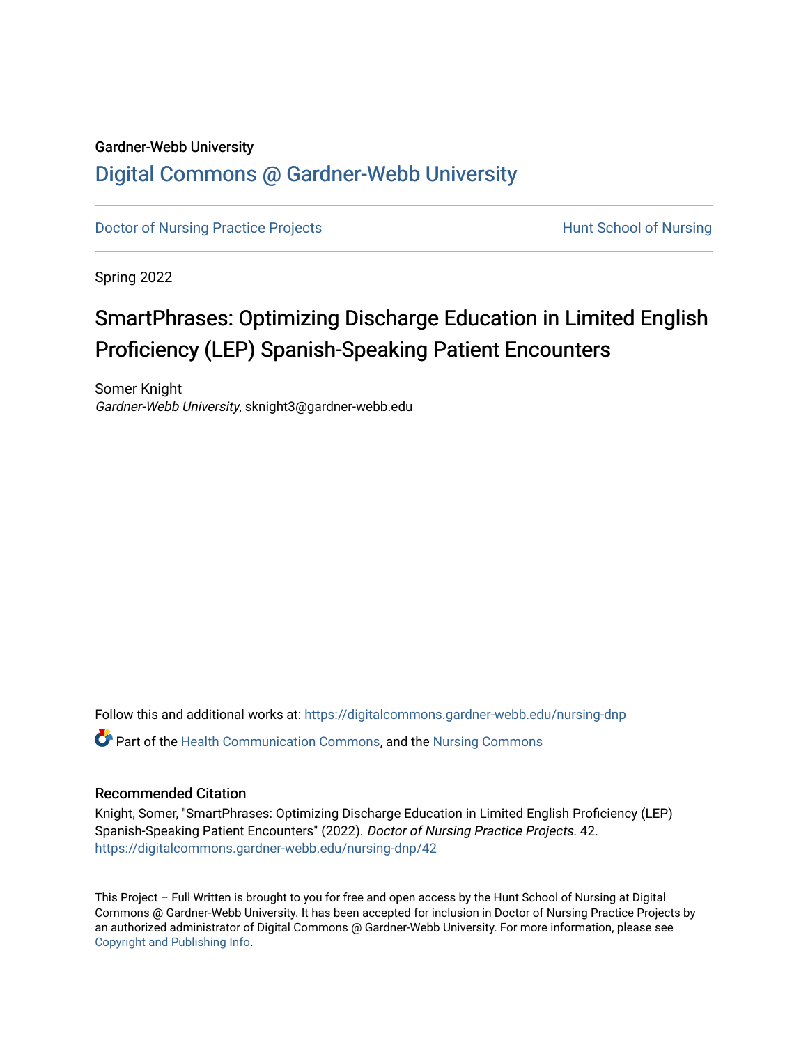Gardner-Webb University

# Digital Commons @ Gardner-Webb University

Doctor of Nursing Practice Projects | Hunt School of Nursing

Spring 2022

## SmartPhrases: Optimizing Discharge Education in Limited English Proficiency (LEP) Spanish-Speaking Patient Encounters

Somer Knight
*Gardner-Webb University*, sknight3@gardner-webb.edu

Follow this and additional works at: https://digitalcommons.gardner-webb.edu/nursing-dnp

Part of the Health Communication Commons, and the Nursing Commons

### Recommended Citation

Knight, Somer, "SmartPhrases: Optimizing Discharge Education in Limited English Proficiency (LEP) Spanish-Speaking Patient Encounters" (2022). *Doctor of Nursing Practice Projects*. 42.
https://digitalcommons.gardner-webb.edu/nursing-dnp/42

This Project – Full Written is brought to you for free and open access by the Hunt School of Nursing at Digital Commons @ Gardner-Webb University. It has been accepted for inclusion in Doctor of Nursing Practice Projects by an authorized administrator of Digital Commons @ Gardner-Webb University. For more information, please see Copyright and Publishing Info.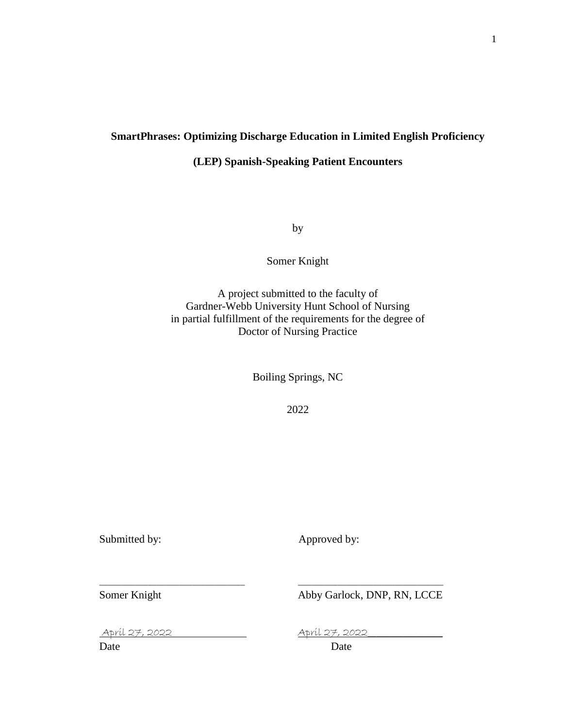**SmartPhrases: Optimizing Discharge Education in Limited English Proficiency (LEP) Spanish-Speaking Patient Encounters**

by

Somer Knight

A project submitted to the faculty of
Gardner-Webb University Hunt School of Nursing
in partial fulfillment of the requirements for the degree of
Doctor of Nursing Practice

Boiling Springs, NC

2022

Submitted by: Approved by:

______________________ ______________________

Somer Knight Abby Garlock, DNP, RN, LCCE

April 27, 2022 April 27, 2022

Date Date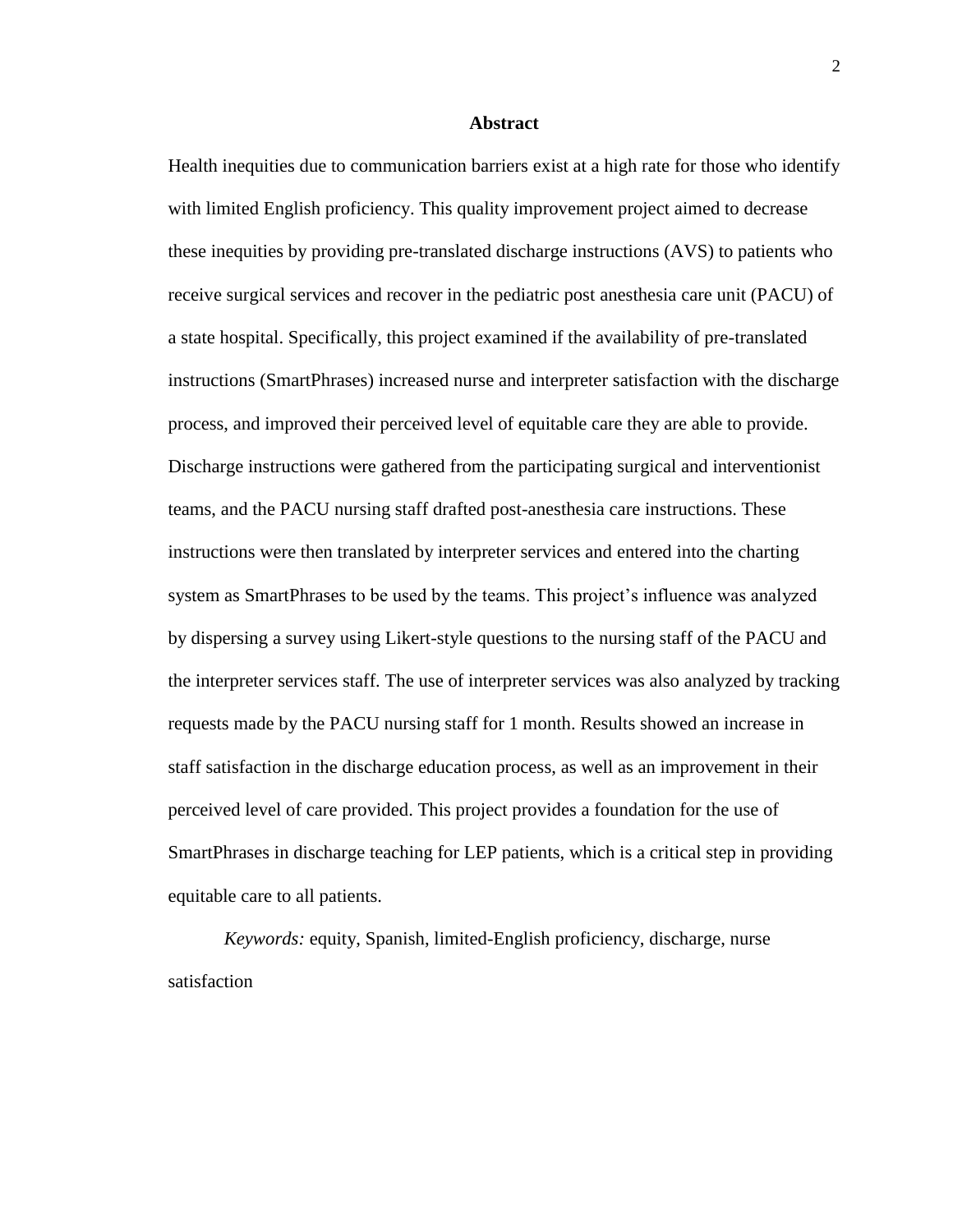# Abstract

Health inequities due to communication barriers exist at a high rate for those who identify with limited English proficiency. This quality improvement project aimed to decrease these inequities by providing pre-translated discharge instructions (AVS) to patients who receive surgical services and recover in the pediatric post anesthesia care unit (PACU) of a state hospital. Specifically, this project examined if the availability of pre-translated instructions (SmartPhrases) increased nurse and interpreter satisfaction with the discharge process, and improved their perceived level of equitable care they are able to provide. Discharge instructions were gathered from the participating surgical and interventionist teams, and the PACU nursing staff drafted post-anesthesia care instructions. These instructions were then translated by interpreter services and entered into the charting system as SmartPhrases to be used by the teams. This project's influence was analyzed by dispersing a survey using Likert-style questions to the nursing staff of the PACU and the interpreter services staff. The use of interpreter services was also analyzed by tracking requests made by the PACU nursing staff for 1 month. Results showed an increase in staff satisfaction in the discharge education process, as well as an improvement in their perceived level of care provided. This project provides a foundation for the use of SmartPhrases in discharge teaching for LEP patients, which is a critical step in providing equitable care to all patients.

*Keywords:* equity, Spanish, limited-English proficiency, discharge, nurse satisfaction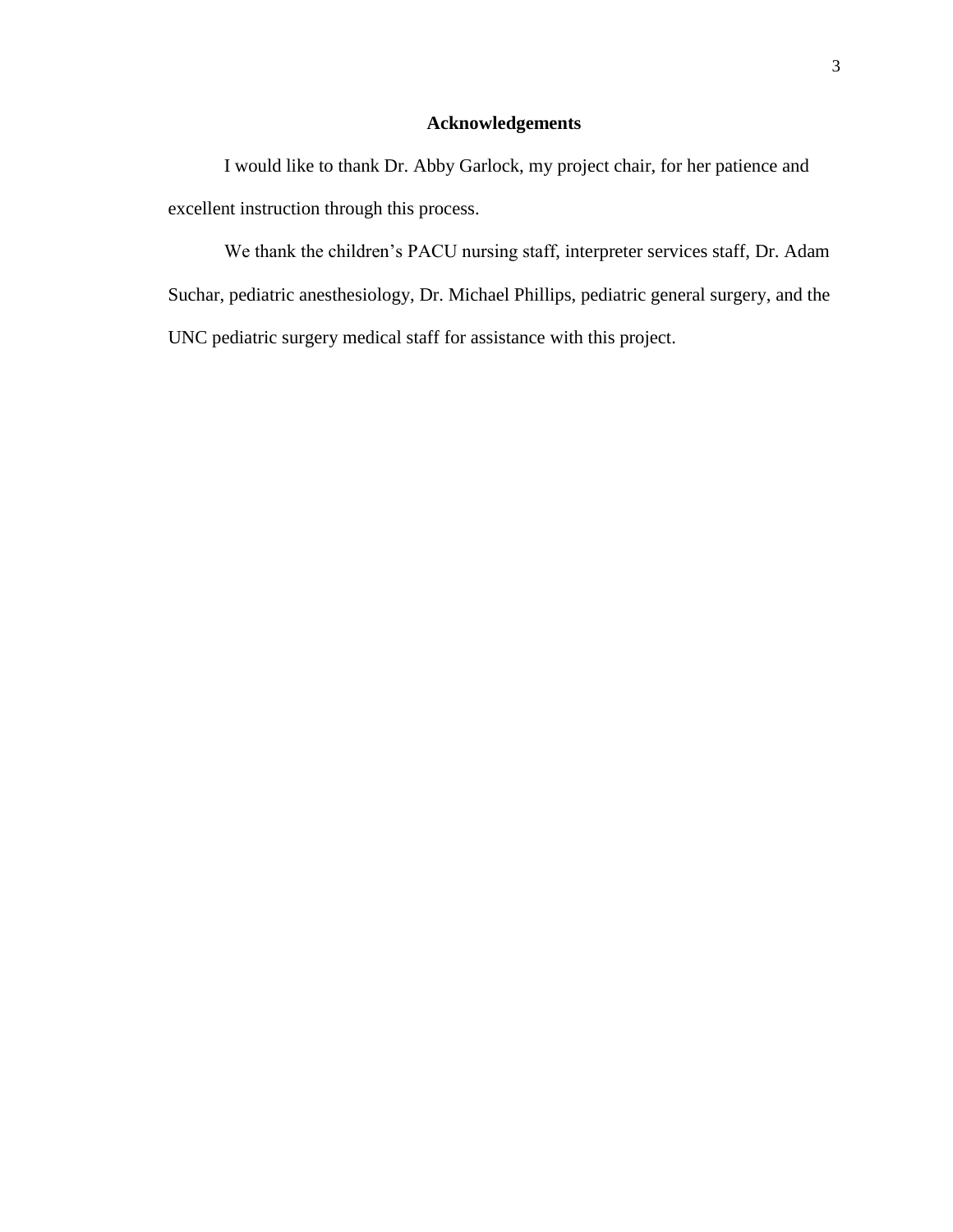## Acknowledgements

I would like to thank Dr. Abby Garlock, my project chair, for her patience and excellent instruction through this process.

We thank the children's PACU nursing staff, interpreter services staff, Dr. Adam Suchar, pediatric anesthesiology, Dr. Michael Phillips, pediatric general surgery, and the UNC pediatric surgery medical staff for assistance with this project.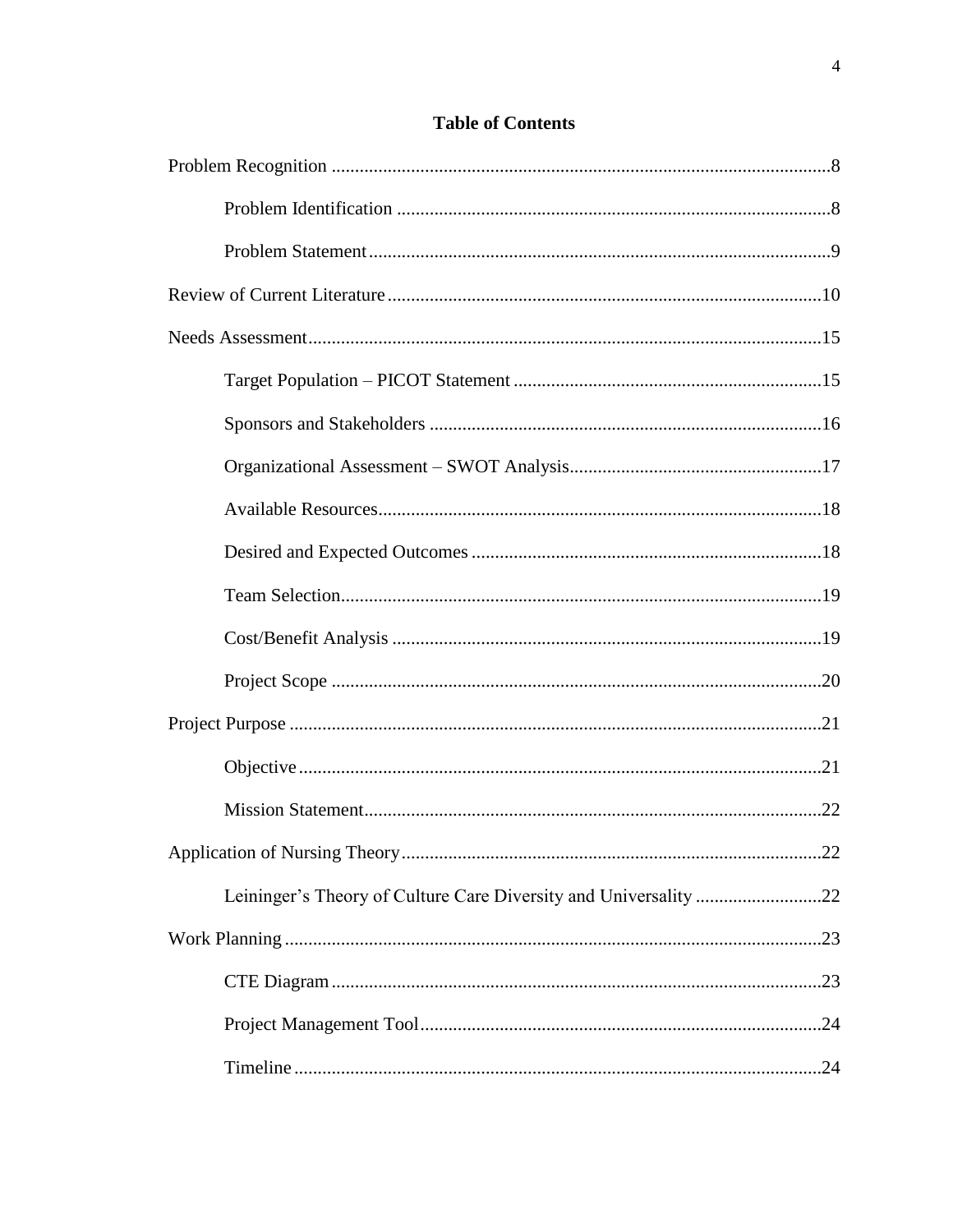## Table of Contents

Problem Recognition ..........8

- Problem Identification ..........8
- Problem Statement ..........9

Review of Current Literature ..........10

Needs Assessment ..........15

- Target Population – PICOT Statement ..........15
- Sponsors and Stakeholders ..........16
- Organizational Assessment – SWOT Analysis ..........17
- Available Resources ..........18
- Desired and Expected Outcomes ..........18
- Team Selection ..........19
- Cost/Benefit Analysis ..........19
- Project Scope ..........20

Project Purpose ..........21

- Objective ..........21
- Mission Statement ..........22

Application of Nursing Theory ..........22

- Leininger's Theory of Culture Care Diversity and Universality ..........22

Work Planning ..........23

- CTE Diagram ..........23
- Project Management Tool ..........24
- Timeline ..........24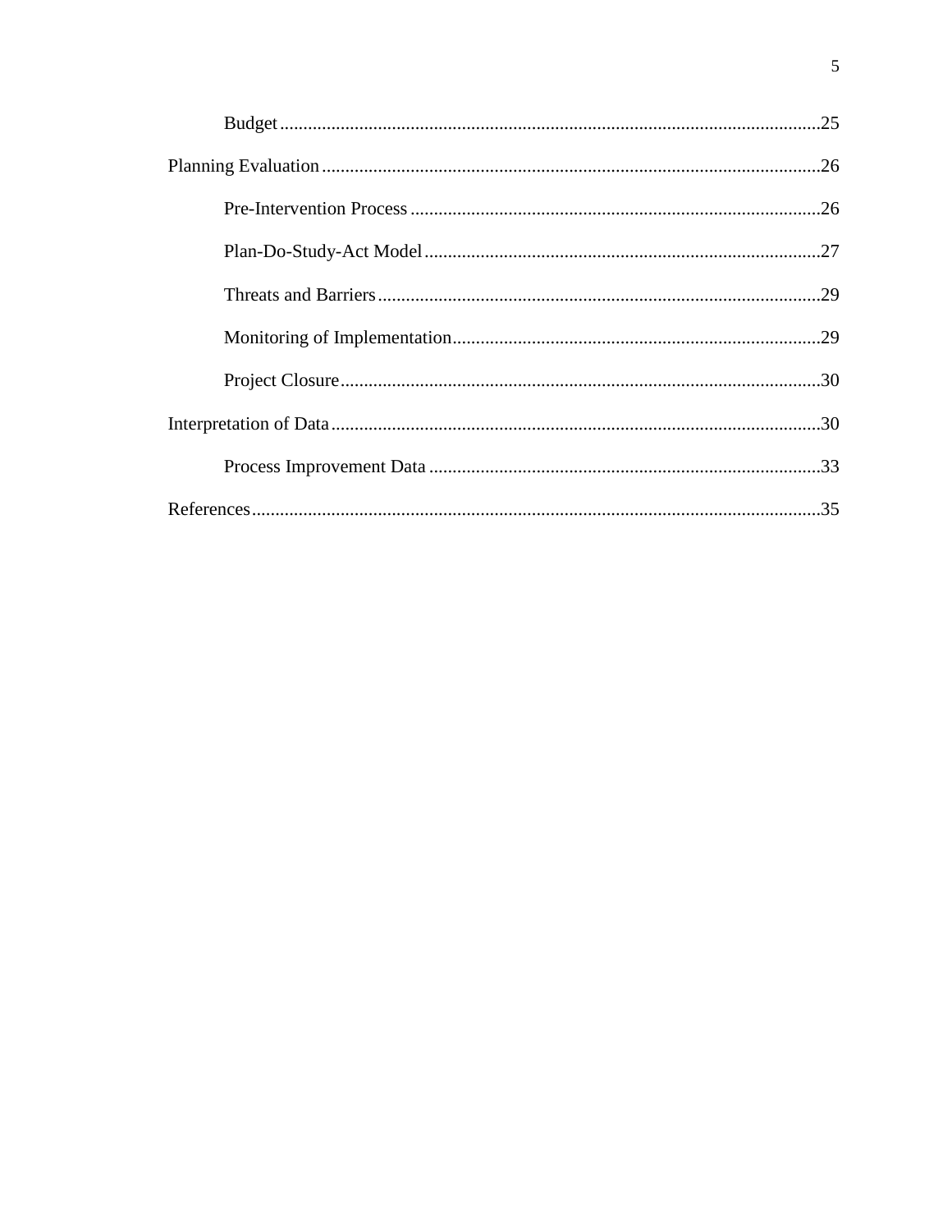Budget ........................................................................................................ 25

Planning Evaluation ........................................................................................... 26

Pre-Intervention Process ................................................................................ 26

Plan-Do-Study-Act Model .............................................................................. 27

Threats and Barriers ....................................................................................... 29

Monitoring of Implementation ....................................................................... 29

Project Closure ............................................................................................... 30

Interpretation of Data ......................................................................................... 30

Process Improvement Data ............................................................................. 33

References ........................................................................................................... 35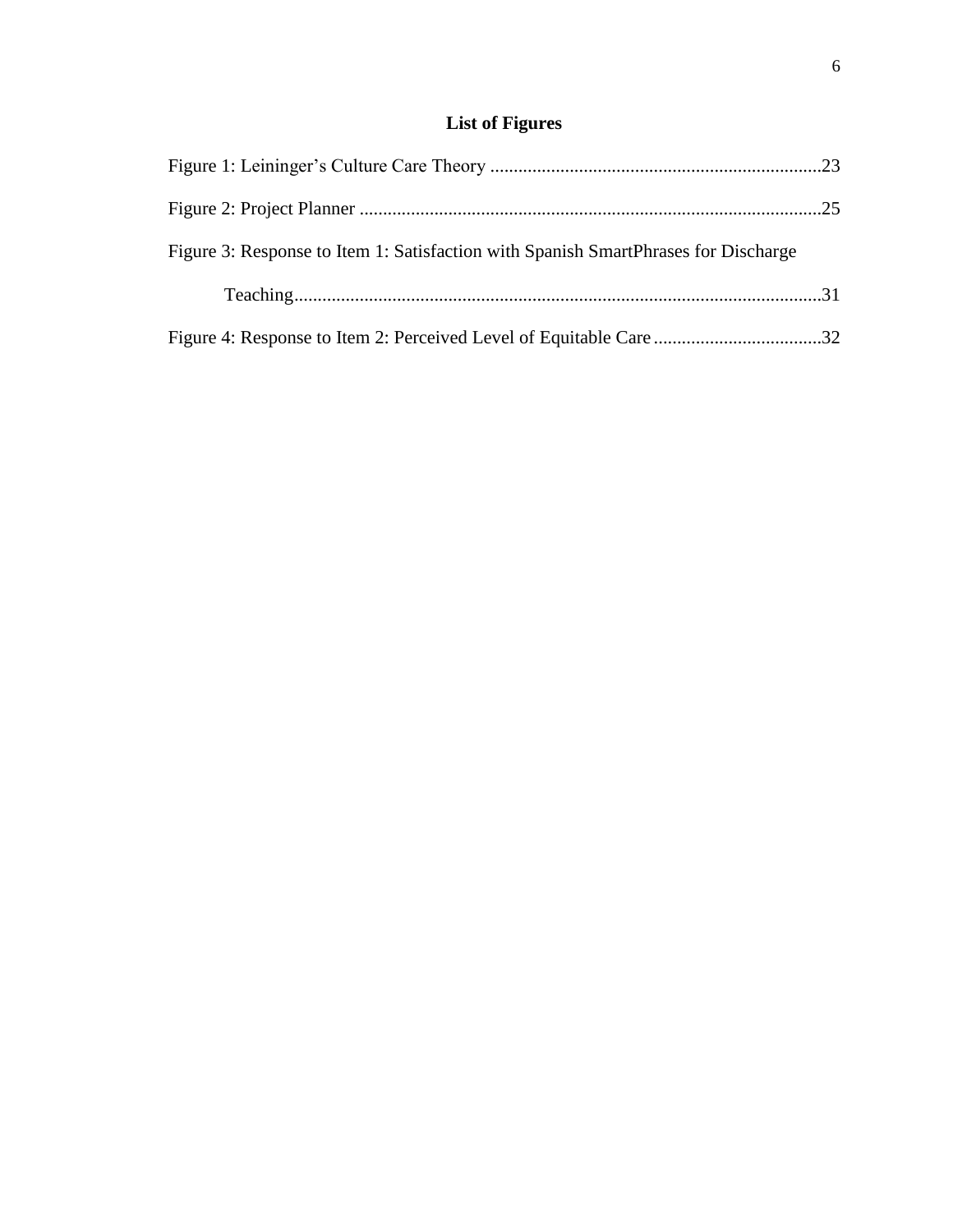# List of Figures

Figure 1: Leininger's Culture Care Theory .......................................................................23

Figure 2: Project Planner ...................................................................................................25

Figure 3: Response to Item 1: Satisfaction with Spanish SmartPhrases for Discharge Teaching.................................................................................................................31

Figure 4: Response to Item 2: Perceived Level of Equitable Care ....................................32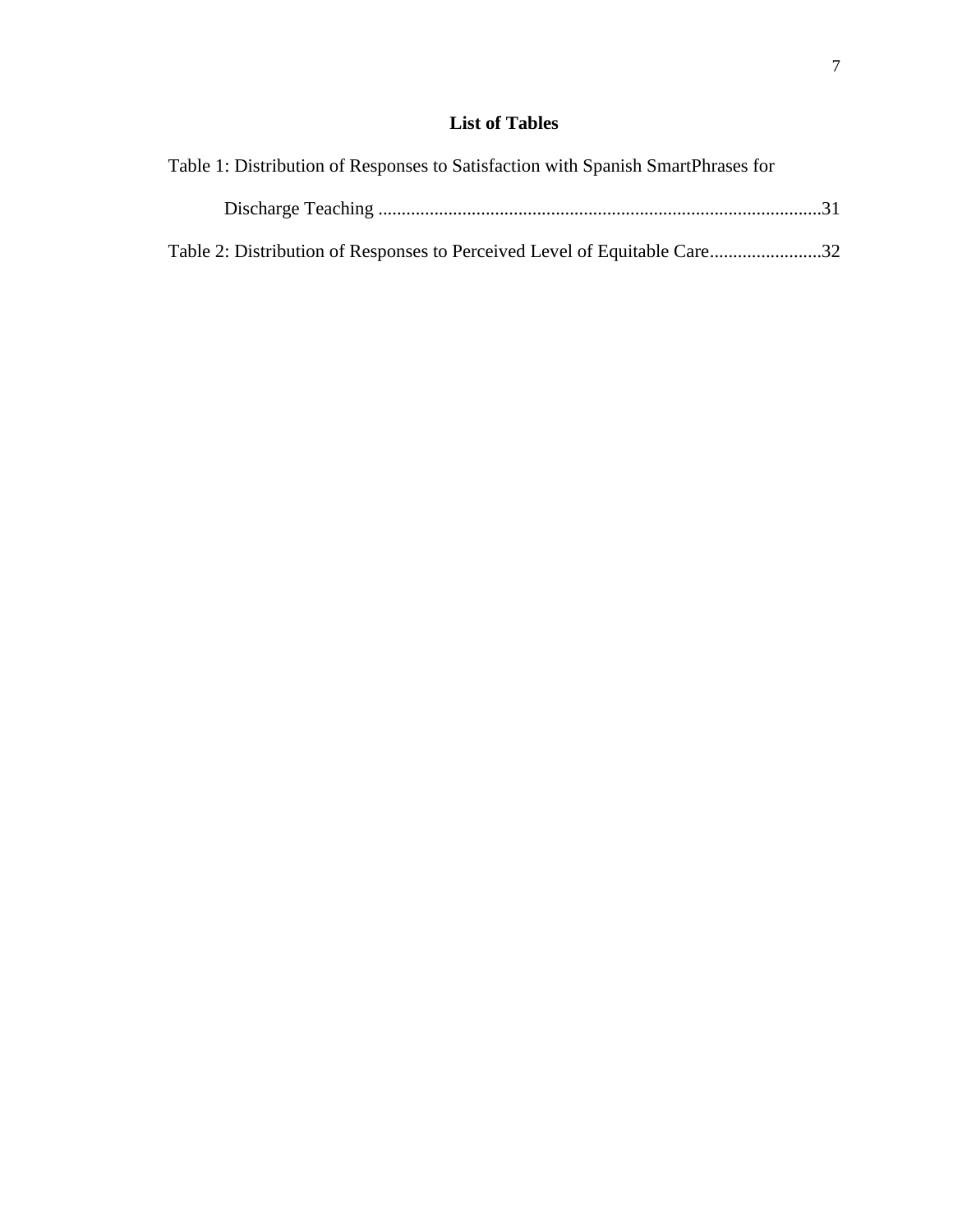## List of Tables

Table 1: Distribution of Responses to Satisfaction with Spanish SmartPhrases for Discharge Teaching ..............................................................................................31

Table 2: Distribution of Responses to Perceived Level of Equitable Care........................32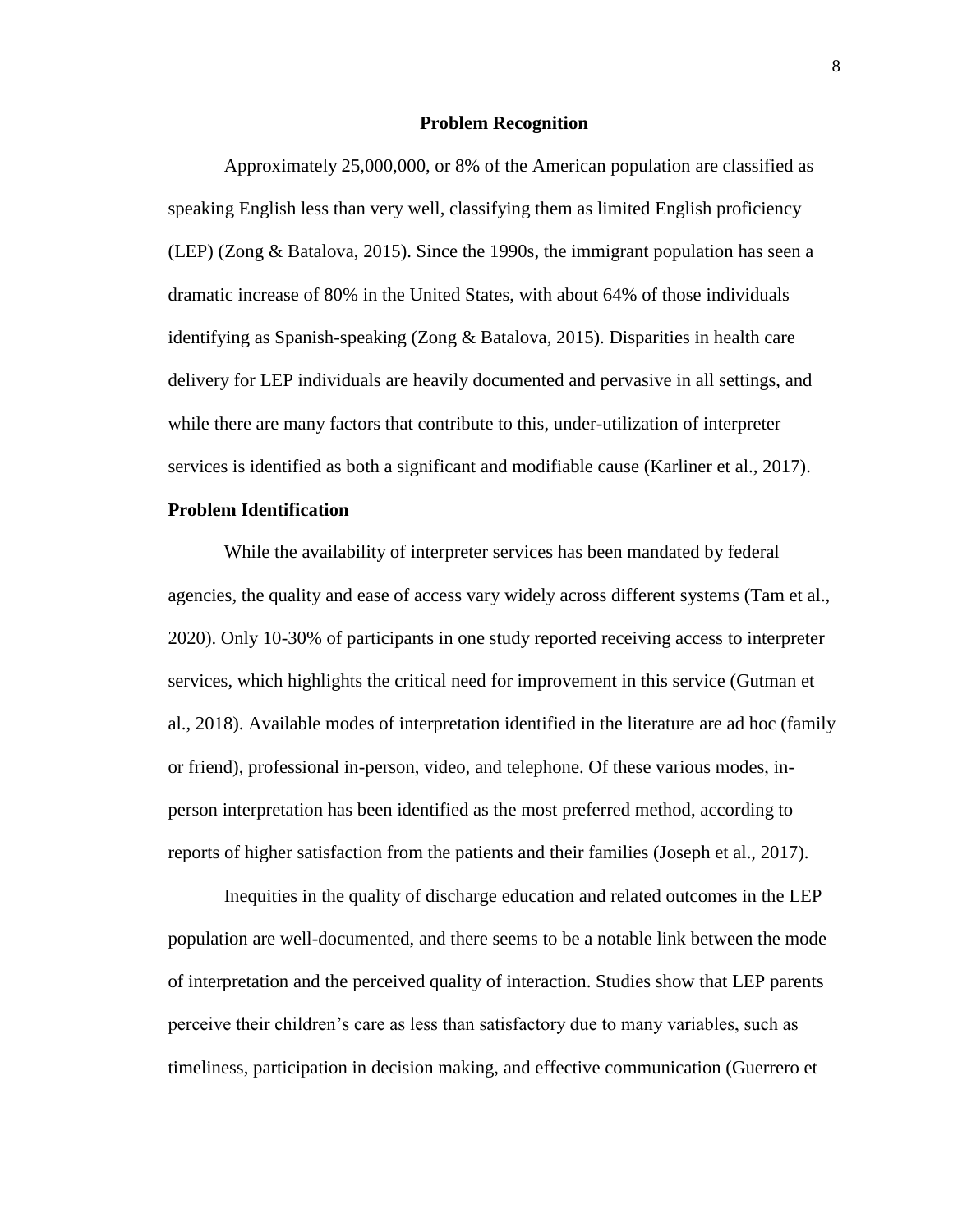## Problem Recognition

Approximately 25,000,000, or 8% of the American population are classified as speaking English less than very well, classifying them as limited English proficiency (LEP) (Zong & Batalova, 2015). Since the 1990s, the immigrant population has seen a dramatic increase of 80% in the United States, with about 64% of those individuals identifying as Spanish-speaking (Zong & Batalova, 2015). Disparities in health care delivery for LEP individuals are heavily documented and pervasive in all settings, and while there are many factors that contribute to this, under-utilization of interpreter services is identified as both a significant and modifiable cause (Karliner et al., 2017).

### Problem Identification

While the availability of interpreter services has been mandated by federal agencies, the quality and ease of access vary widely across different systems (Tam et al., 2020). Only 10-30% of participants in one study reported receiving access to interpreter services, which highlights the critical need for improvement in this service (Gutman et al., 2018). Available modes of interpretation identified in the literature are ad hoc (family or friend), professional in-person, video, and telephone. Of these various modes, in-person interpretation has been identified as the most preferred method, according to reports of higher satisfaction from the patients and their families (Joseph et al., 2017).

Inequities in the quality of discharge education and related outcomes in the LEP population are well-documented, and there seems to be a notable link between the mode of interpretation and the perceived quality of interaction. Studies show that LEP parents perceive their children's care as less than satisfactory due to many variables, such as timeliness, participation in decision making, and effective communication (Guerrero et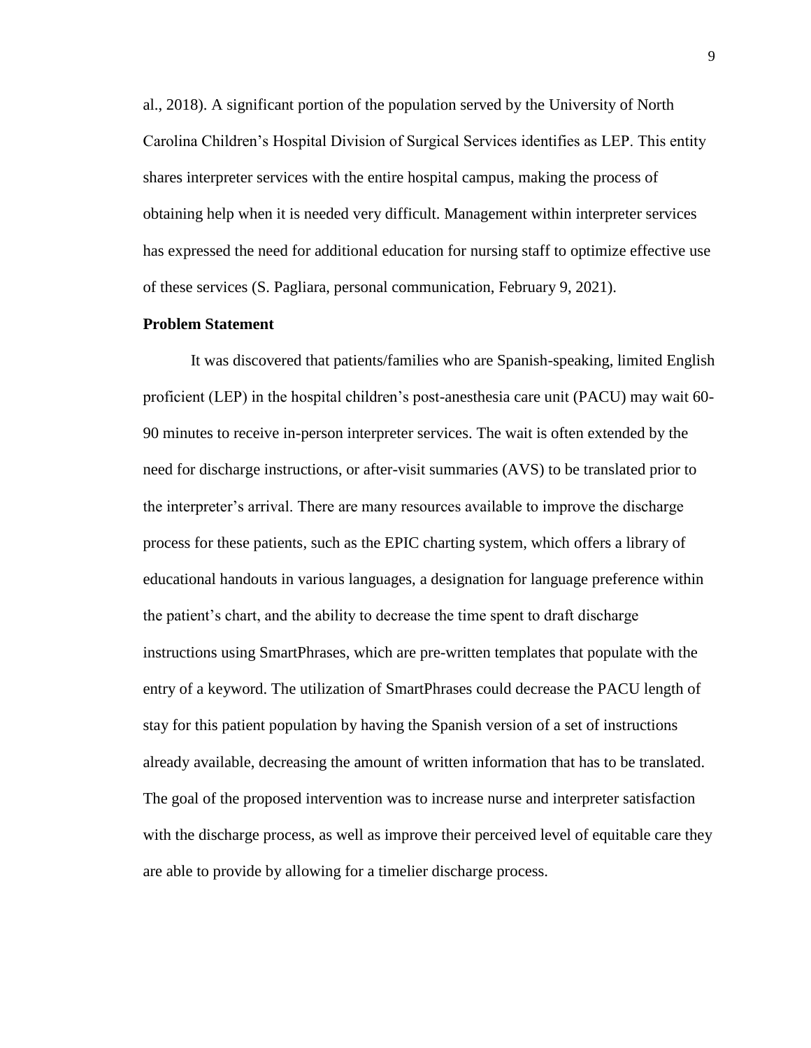al., 2018). A significant portion of the population served by the University of North Carolina Children's Hospital Division of Surgical Services identifies as LEP. This entity shares interpreter services with the entire hospital campus, making the process of obtaining help when it is needed very difficult. Management within interpreter services has expressed the need for additional education for nursing staff to optimize effective use of these services (S. Pagliara, personal communication, February 9, 2021).

## Problem Statement

It was discovered that patients/families who are Spanish-speaking, limited English proficient (LEP) in the hospital children's post-anesthesia care unit (PACU) may wait 60-90 minutes to receive in-person interpreter services. The wait is often extended by the need for discharge instructions, or after-visit summaries (AVS) to be translated prior to the interpreter's arrival. There are many resources available to improve the discharge process for these patients, such as the EPIC charting system, which offers a library of educational handouts in various languages, a designation for language preference within the patient's chart, and the ability to decrease the time spent to draft discharge instructions using SmartPhrases, which are pre-written templates that populate with the entry of a keyword. The utilization of SmartPhrases could decrease the PACU length of stay for this patient population by having the Spanish version of a set of instructions already available, decreasing the amount of written information that has to be translated. The goal of the proposed intervention was to increase nurse and interpreter satisfaction with the discharge process, as well as improve their perceived level of equitable care they are able to provide by allowing for a timelier discharge process.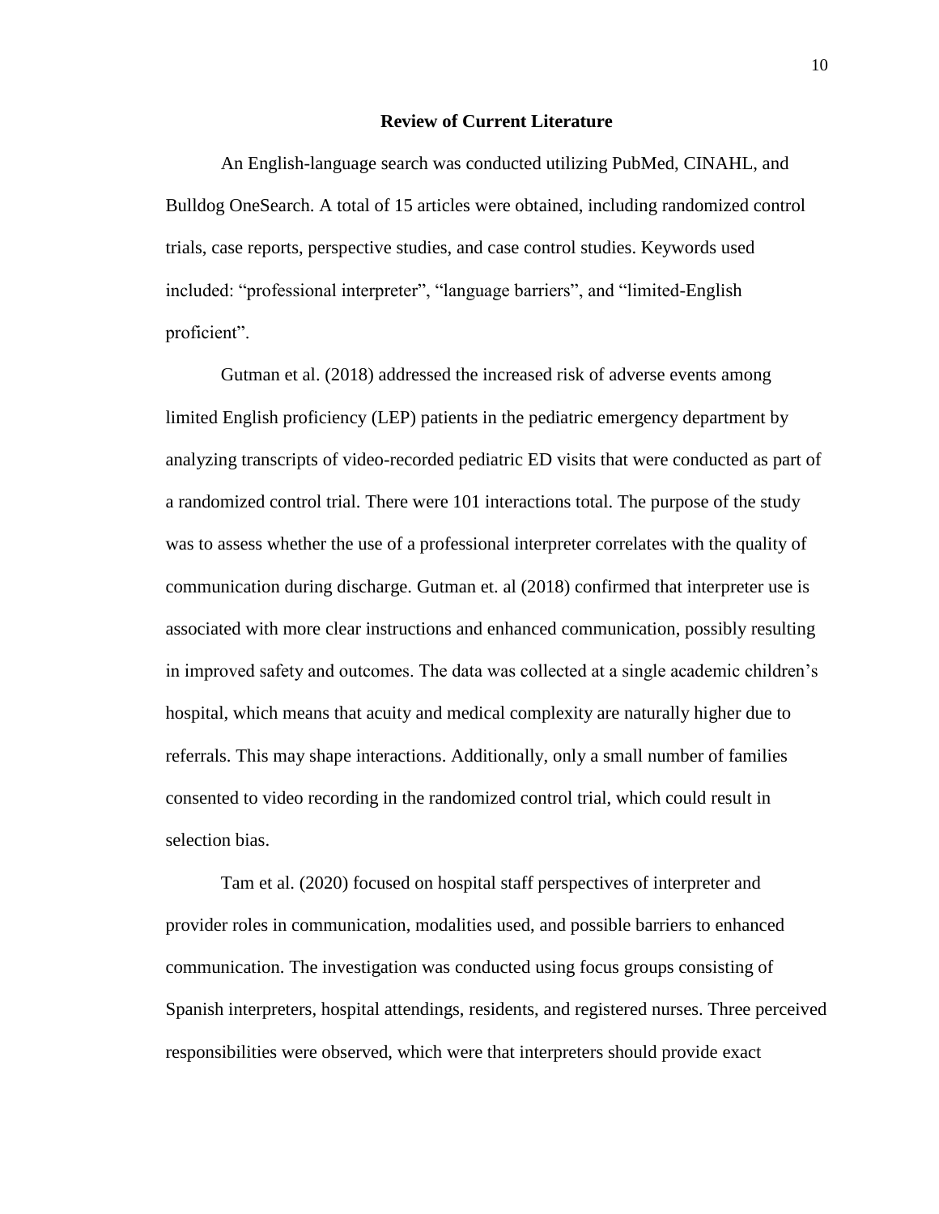## Review of Current Literature

An English-language search was conducted utilizing PubMed, CINAHL, and Bulldog OneSearch. A total of 15 articles were obtained, including randomized control trials, case reports, perspective studies, and case control studies. Keywords used included: "professional interpreter", "language barriers", and "limited-English proficient".

Gutman et al. (2018) addressed the increased risk of adverse events among limited English proficiency (LEP) patients in the pediatric emergency department by analyzing transcripts of video-recorded pediatric ED visits that were conducted as part of a randomized control trial. There were 101 interactions total. The purpose of the study was to assess whether the use of a professional interpreter correlates with the quality of communication during discharge. Gutman et. al (2018) confirmed that interpreter use is associated with more clear instructions and enhanced communication, possibly resulting in improved safety and outcomes. The data was collected at a single academic children's hospital, which means that acuity and medical complexity are naturally higher due to referrals. This may shape interactions. Additionally, only a small number of families consented to video recording in the randomized control trial, which could result in selection bias.

Tam et al. (2020) focused on hospital staff perspectives of interpreter and provider roles in communication, modalities used, and possible barriers to enhanced communication. The investigation was conducted using focus groups consisting of Spanish interpreters, hospital attendings, residents, and registered nurses. Three perceived responsibilities were observed, which were that interpreters should provide exact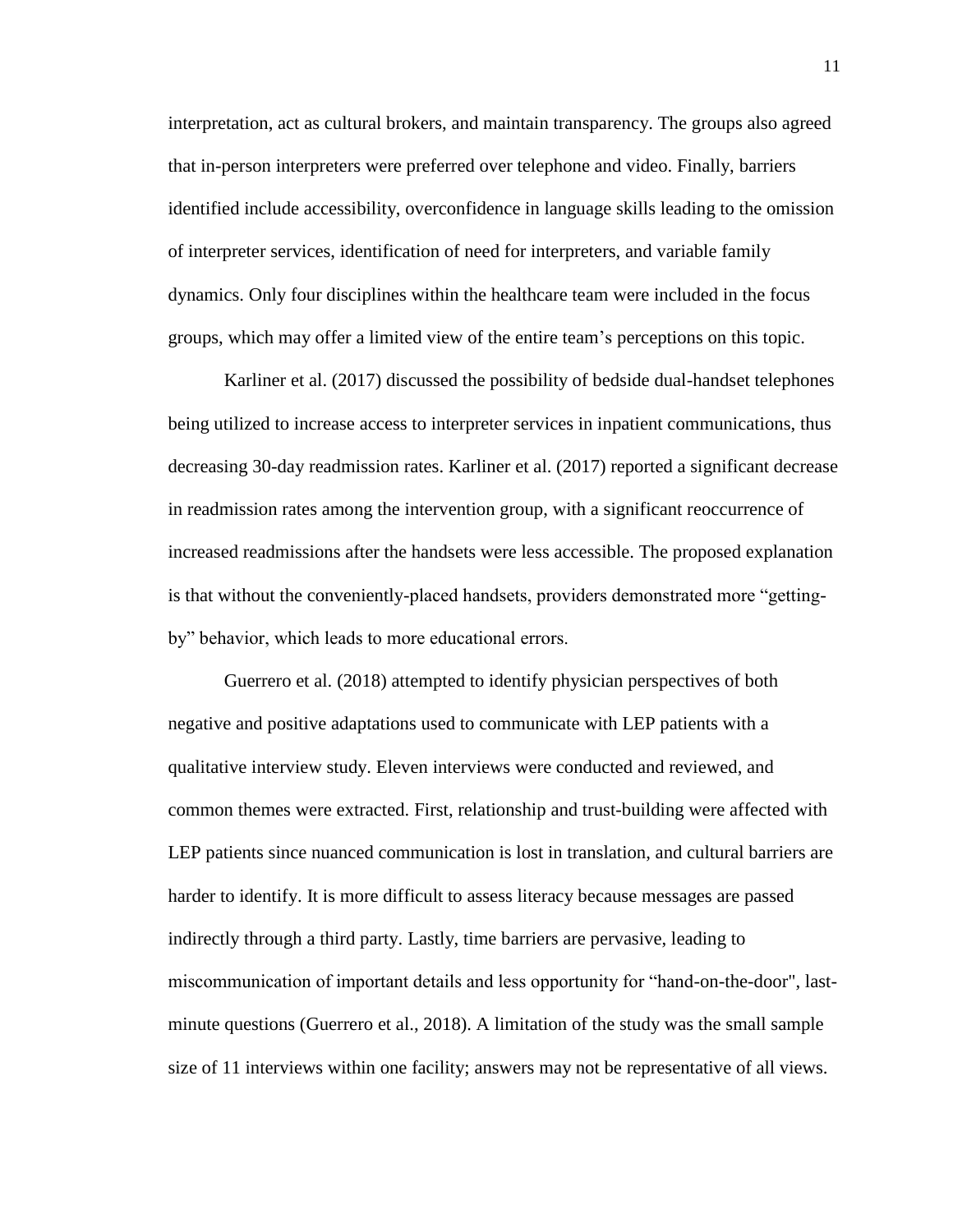interpretation, act as cultural brokers, and maintain transparency. The groups also agreed that in-person interpreters were preferred over telephone and video. Finally, barriers identified include accessibility, overconfidence in language skills leading to the omission of interpreter services, identification of need for interpreters, and variable family dynamics. Only four disciplines within the healthcare team were included in the focus groups, which may offer a limited view of the entire team's perceptions on this topic.

Karliner et al. (2017) discussed the possibility of bedside dual-handset telephones being utilized to increase access to interpreter services in inpatient communications, thus decreasing 30-day readmission rates. Karliner et al. (2017) reported a significant decrease in readmission rates among the intervention group, with a significant reoccurrence of increased readmissions after the handsets were less accessible. The proposed explanation is that without the conveniently-placed handsets, providers demonstrated more "getting-by" behavior, which leads to more educational errors.

Guerrero et al. (2018) attempted to identify physician perspectives of both negative and positive adaptations used to communicate with LEP patients with a qualitative interview study. Eleven interviews were conducted and reviewed, and common themes were extracted. First, relationship and trust-building were affected with LEP patients since nuanced communication is lost in translation, and cultural barriers are harder to identify. It is more difficult to assess literacy because messages are passed indirectly through a third party. Lastly, time barriers are pervasive, leading to miscommunication of important details and less opportunity for "hand-on-the-door", last-minute questions (Guerrero et al., 2018). A limitation of the study was the small sample size of 11 interviews within one facility; answers may not be representative of all views.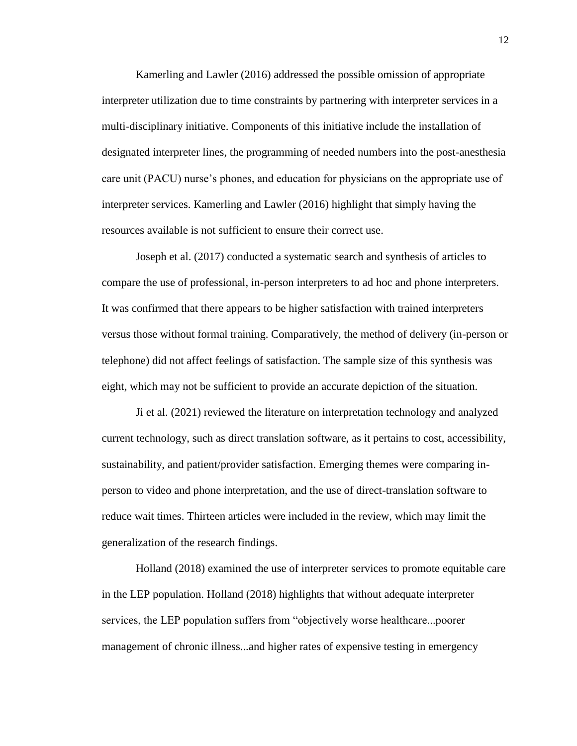Kamerling and Lawler (2016) addressed the possible omission of appropriate interpreter utilization due to time constraints by partnering with interpreter services in a multi-disciplinary initiative. Components of this initiative include the installation of designated interpreter lines, the programming of needed numbers into the post-anesthesia care unit (PACU) nurse's phones, and education for physicians on the appropriate use of interpreter services. Kamerling and Lawler (2016) highlight that simply having the resources available is not sufficient to ensure their correct use.

Joseph et al. (2017) conducted a systematic search and synthesis of articles to compare the use of professional, in-person interpreters to ad hoc and phone interpreters. It was confirmed that there appears to be higher satisfaction with trained interpreters versus those without formal training. Comparatively, the method of delivery (in-person or telephone) did not affect feelings of satisfaction. The sample size of this synthesis was eight, which may not be sufficient to provide an accurate depiction of the situation.

Ji et al. (2021) reviewed the literature on interpretation technology and analyzed current technology, such as direct translation software, as it pertains to cost, accessibility, sustainability, and patient/provider satisfaction. Emerging themes were comparing in-person to video and phone interpretation, and the use of direct-translation software to reduce wait times. Thirteen articles were included in the review, which may limit the generalization of the research findings.

Holland (2018) examined the use of interpreter services to promote equitable care in the LEP population. Holland (2018) highlights that without adequate interpreter services, the LEP population suffers from "objectively worse healthcare...poorer management of chronic illness...and higher rates of expensive testing in emergency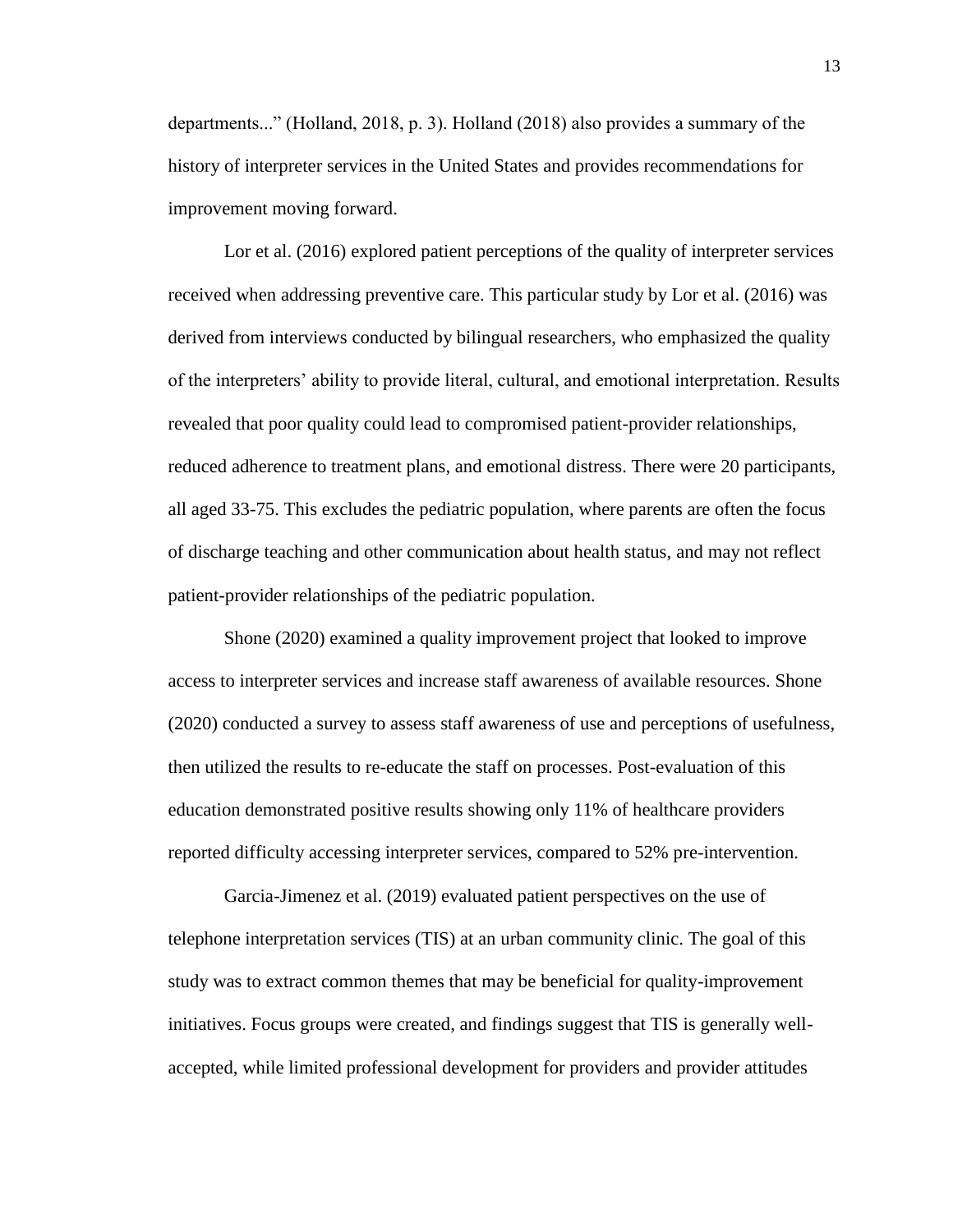departments..." (Holland, 2018, p. 3). Holland (2018) also provides a summary of the history of interpreter services in the United States and provides recommendations for improvement moving forward.

Lor et al. (2016) explored patient perceptions of the quality of interpreter services received when addressing preventive care. This particular study by Lor et al. (2016) was derived from interviews conducted by bilingual researchers, who emphasized the quality of the interpreters' ability to provide literal, cultural, and emotional interpretation. Results revealed that poor quality could lead to compromised patient-provider relationships, reduced adherence to treatment plans, and emotional distress. There were 20 participants, all aged 33-75. This excludes the pediatric population, where parents are often the focus of discharge teaching and other communication about health status, and may not reflect patient-provider relationships of the pediatric population.

Shone (2020) examined a quality improvement project that looked to improve access to interpreter services and increase staff awareness of available resources. Shone (2020) conducted a survey to assess staff awareness of use and perceptions of usefulness, then utilized the results to re-educate the staff on processes. Post-evaluation of this education demonstrated positive results showing only 11% of healthcare providers reported difficulty accessing interpreter services, compared to 52% pre-intervention.

Garcia-Jimenez et al. (2019) evaluated patient perspectives on the use of telephone interpretation services (TIS) at an urban community clinic. The goal of this study was to extract common themes that may be beneficial for quality-improvement initiatives. Focus groups were created, and findings suggest that TIS is generally well-accepted, while limited professional development for providers and provider attitudes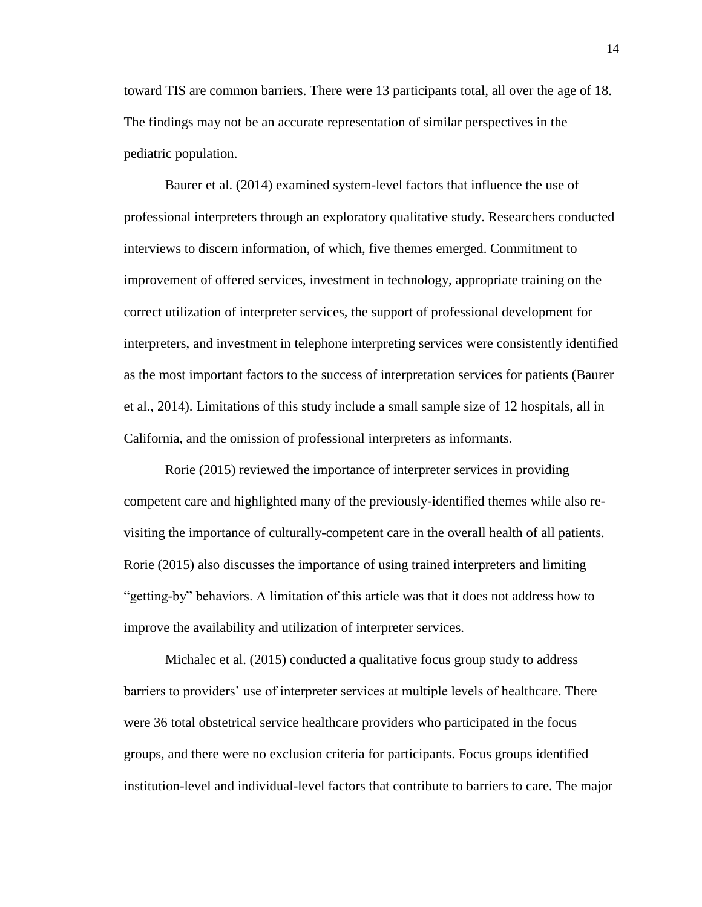toward TIS are common barriers. There were 13 participants total, all over the age of 18. The findings may not be an accurate representation of similar perspectives in the pediatric population.

Baurer et al. (2014) examined system-level factors that influence the use of professional interpreters through an exploratory qualitative study. Researchers conducted interviews to discern information, of which, five themes emerged. Commitment to improvement of offered services, investment in technology, appropriate training on the correct utilization of interpreter services, the support of professional development for interpreters, and investment in telephone interpreting services were consistently identified as the most important factors to the success of interpretation services for patients (Baurer et al., 2014). Limitations of this study include a small sample size of 12 hospitals, all in California, and the omission of professional interpreters as informants.

Rorie (2015) reviewed the importance of interpreter services in providing competent care and highlighted many of the previously-identified themes while also re-visiting the importance of culturally-competent care in the overall health of all patients. Rorie (2015) also discusses the importance of using trained interpreters and limiting "getting-by" behaviors. A limitation of this article was that it does not address how to improve the availability and utilization of interpreter services.

Michalec et al. (2015) conducted a qualitative focus group study to address barriers to providers' use of interpreter services at multiple levels of healthcare. There were 36 total obstetrical service healthcare providers who participated in the focus groups, and there were no exclusion criteria for participants. Focus groups identified institution-level and individual-level factors that contribute to barriers to care. The major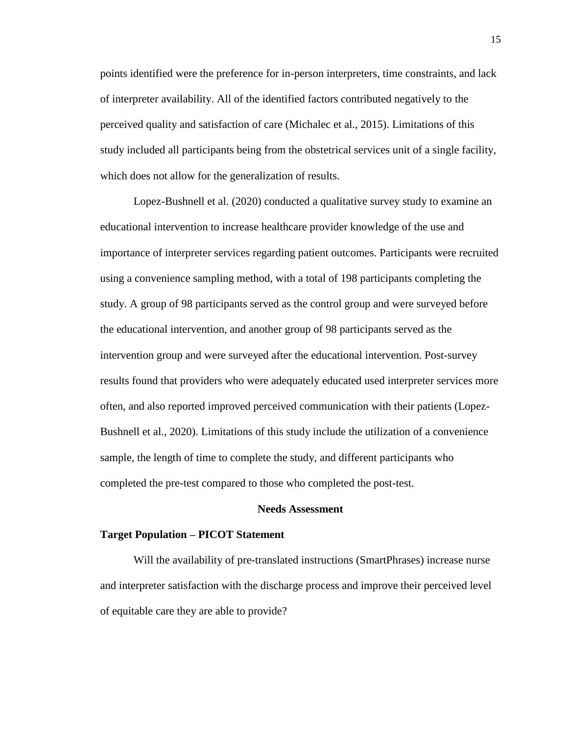points identified were the preference for in-person interpreters, time constraints, and lack of interpreter availability. All of the identified factors contributed negatively to the perceived quality and satisfaction of care (Michalec et al., 2015). Limitations of this study included all participants being from the obstetrical services unit of a single facility, which does not allow for the generalization of results.

Lopez-Bushnell et al. (2020) conducted a qualitative survey study to examine an educational intervention to increase healthcare provider knowledge of the use and importance of interpreter services regarding patient outcomes. Participants were recruited using a convenience sampling method, with a total of 198 participants completing the study. A group of 98 participants served as the control group and were surveyed before the educational intervention, and another group of 98 participants served as the intervention group and were surveyed after the educational intervention. Post-survey results found that providers who were adequately educated used interpreter services more often, and also reported improved perceived communication with their patients (Lopez-Bushnell et al., 2020). Limitations of this study include the utilization of a convenience sample, the length of time to complete the study, and different participants who completed the pre-test compared to those who completed the post-test.

## Needs Assessment

### Target Population – PICOT Statement

Will the availability of pre-translated instructions (SmartPhrases) increase nurse and interpreter satisfaction with the discharge process and improve their perceived level of equitable care they are able to provide?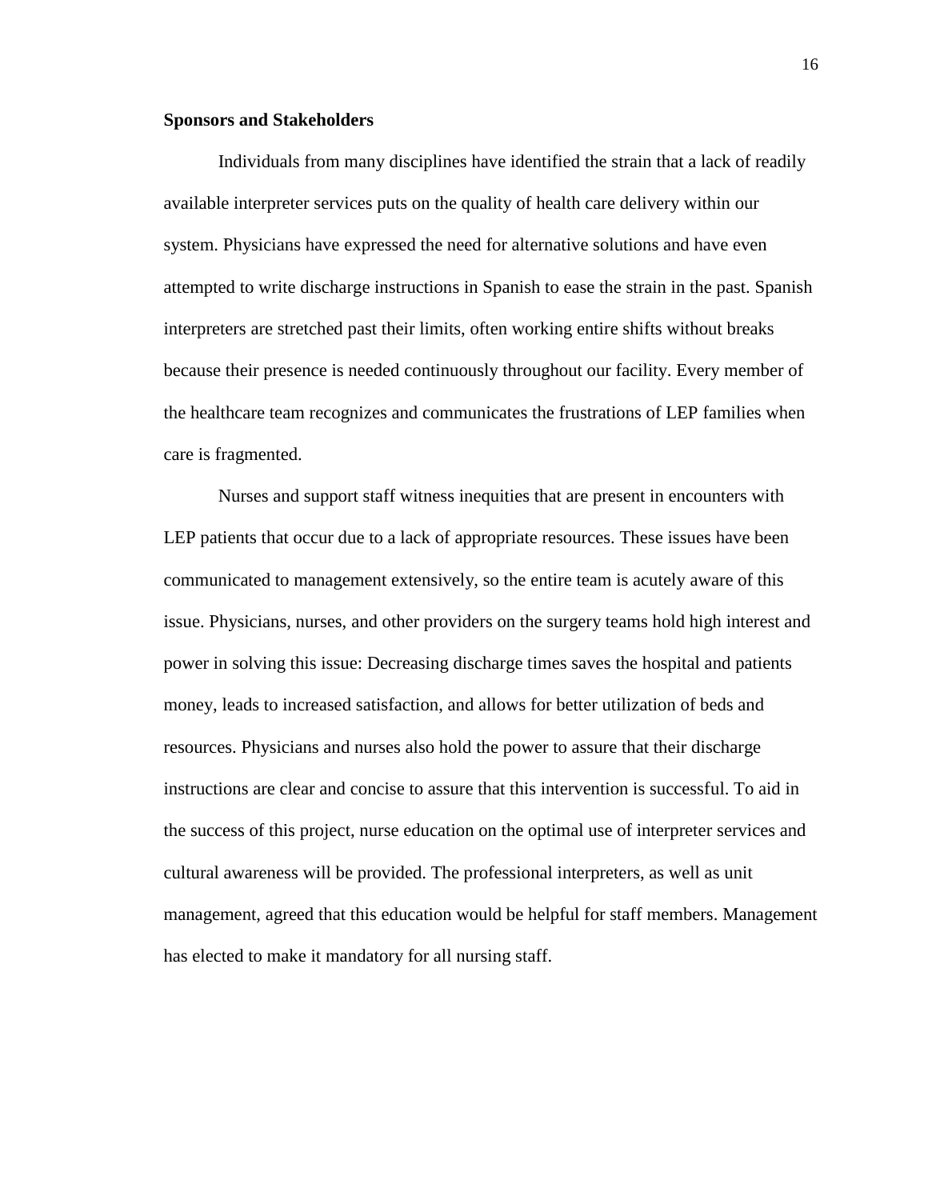## Sponsors and Stakeholders

Individuals from many disciplines have identified the strain that a lack of readily available interpreter services puts on the quality of health care delivery within our system. Physicians have expressed the need for alternative solutions and have even attempted to write discharge instructions in Spanish to ease the strain in the past. Spanish interpreters are stretched past their limits, often working entire shifts without breaks because their presence is needed continuously throughout our facility. Every member of the healthcare team recognizes and communicates the frustrations of LEP families when care is fragmented.

Nurses and support staff witness inequities that are present in encounters with LEP patients that occur due to a lack of appropriate resources. These issues have been communicated to management extensively, so the entire team is acutely aware of this issue. Physicians, nurses, and other providers on the surgery teams hold high interest and power in solving this issue: Decreasing discharge times saves the hospital and patients money, leads to increased satisfaction, and allows for better utilization of beds and resources. Physicians and nurses also hold the power to assure that their discharge instructions are clear and concise to assure that this intervention is successful. To aid in the success of this project, nurse education on the optimal use of interpreter services and cultural awareness will be provided. The professional interpreters, as well as unit management, agreed that this education would be helpful for staff members. Management has elected to make it mandatory for all nursing staff.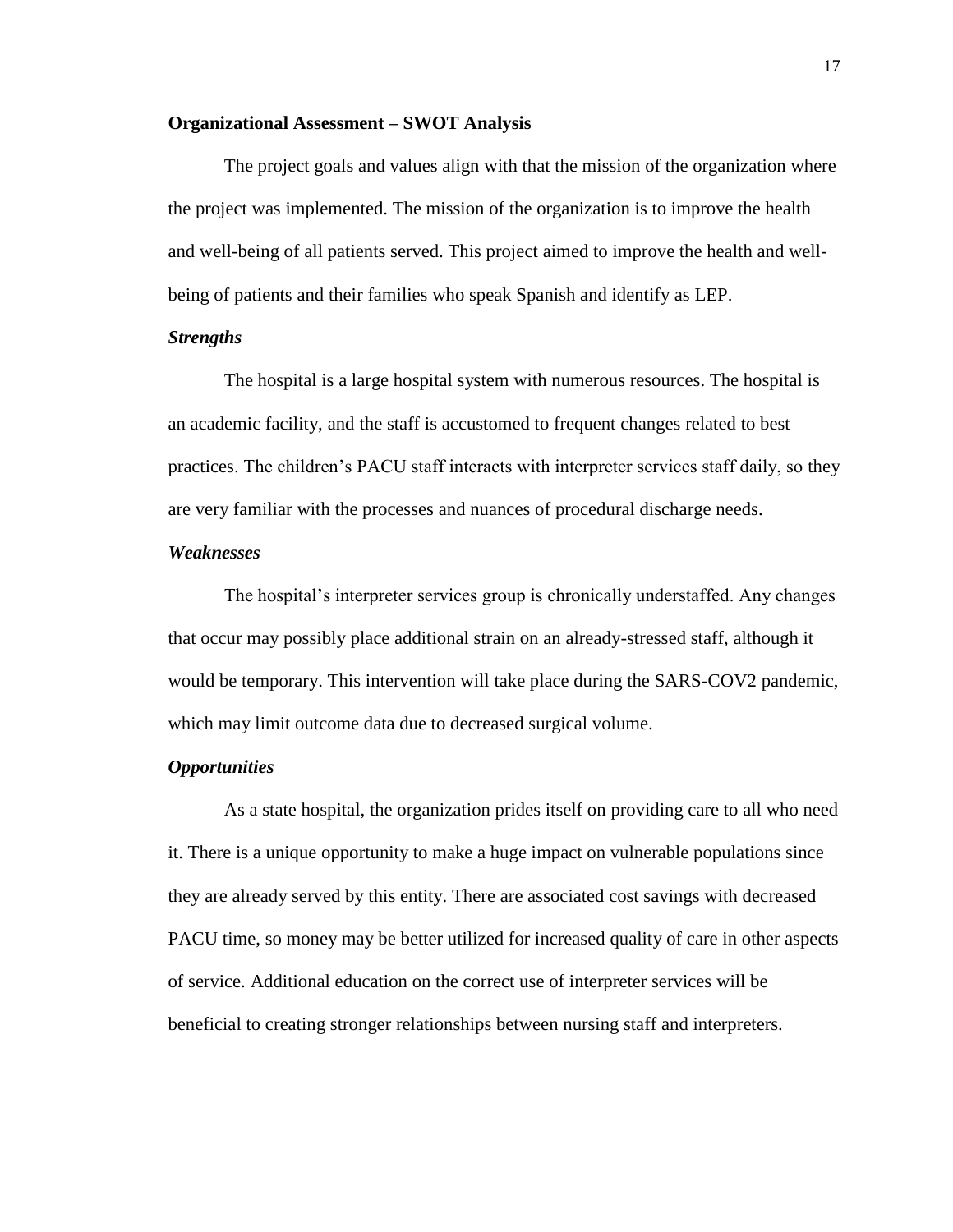**Organizational Assessment – SWOT Analysis**

The project goals and values align with that the mission of the organization where the project was implemented. The mission of the organization is to improve the health and well-being of all patients served. This project aimed to improve the health and well-being of patients and their families who speak Spanish and identify as LEP.

***Strengths***

The hospital is a large hospital system with numerous resources. The hospital is an academic facility, and the staff is accustomed to frequent changes related to best practices. The children's PACU staff interacts with interpreter services staff daily, so they are very familiar with the processes and nuances of procedural discharge needs.

***Weaknesses***

The hospital's interpreter services group is chronically understaffed. Any changes that occur may possibly place additional strain on an already-stressed staff, although it would be temporary. This intervention will take place during the SARS-COV2 pandemic, which may limit outcome data due to decreased surgical volume.

***Opportunities***

As a state hospital, the organization prides itself on providing care to all who need it. There is a unique opportunity to make a huge impact on vulnerable populations since they are already served by this entity. There are associated cost savings with decreased PACU time, so money may be better utilized for increased quality of care in other aspects of service. Additional education on the correct use of interpreter services will be beneficial to creating stronger relationships between nursing staff and interpreters.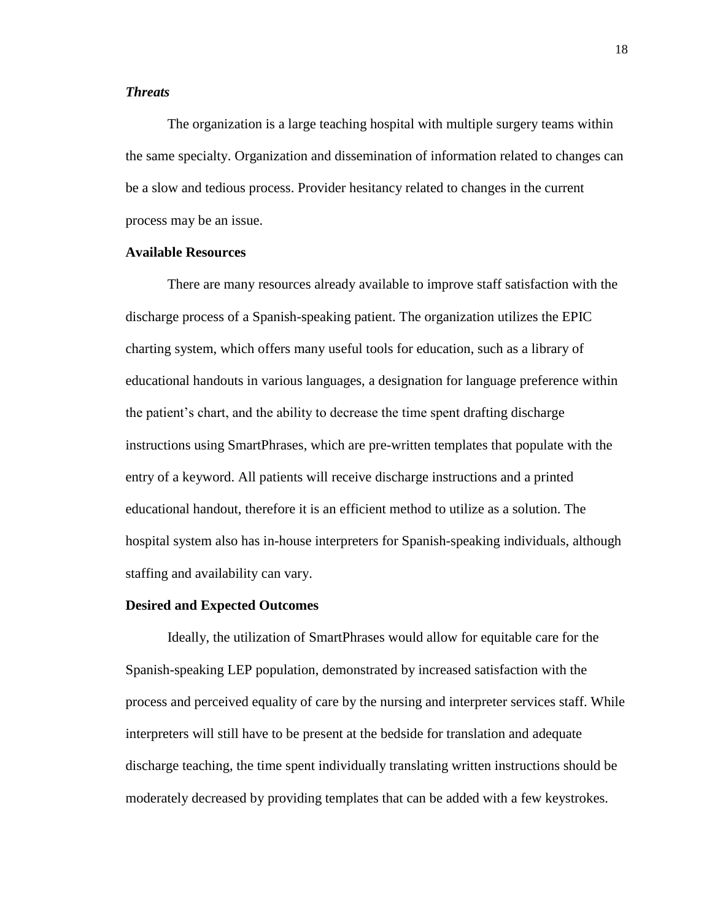### *Threats*

The organization is a large teaching hospital with multiple surgery teams within the same specialty. Organization and dissemination of information related to changes can be a slow and tedious process. Provider hesitancy related to changes in the current process may be an issue.

## Available Resources

There are many resources already available to improve staff satisfaction with the discharge process of a Spanish-speaking patient. The organization utilizes the EPIC charting system, which offers many useful tools for education, such as a library of educational handouts in various languages, a designation for language preference within the patient's chart, and the ability to decrease the time spent drafting discharge instructions using SmartPhrases, which are pre-written templates that populate with the entry of a keyword. All patients will receive discharge instructions and a printed educational handout, therefore it is an efficient method to utilize as a solution. The hospital system also has in-house interpreters for Spanish-speaking individuals, although staffing and availability can vary.

## Desired and Expected Outcomes

Ideally, the utilization of SmartPhrases would allow for equitable care for the Spanish-speaking LEP population, demonstrated by increased satisfaction with the process and perceived equality of care by the nursing and interpreter services staff. While interpreters will still have to be present at the bedside for translation and adequate discharge teaching, the time spent individually translating written instructions should be moderately decreased by providing templates that can be added with a few keystrokes.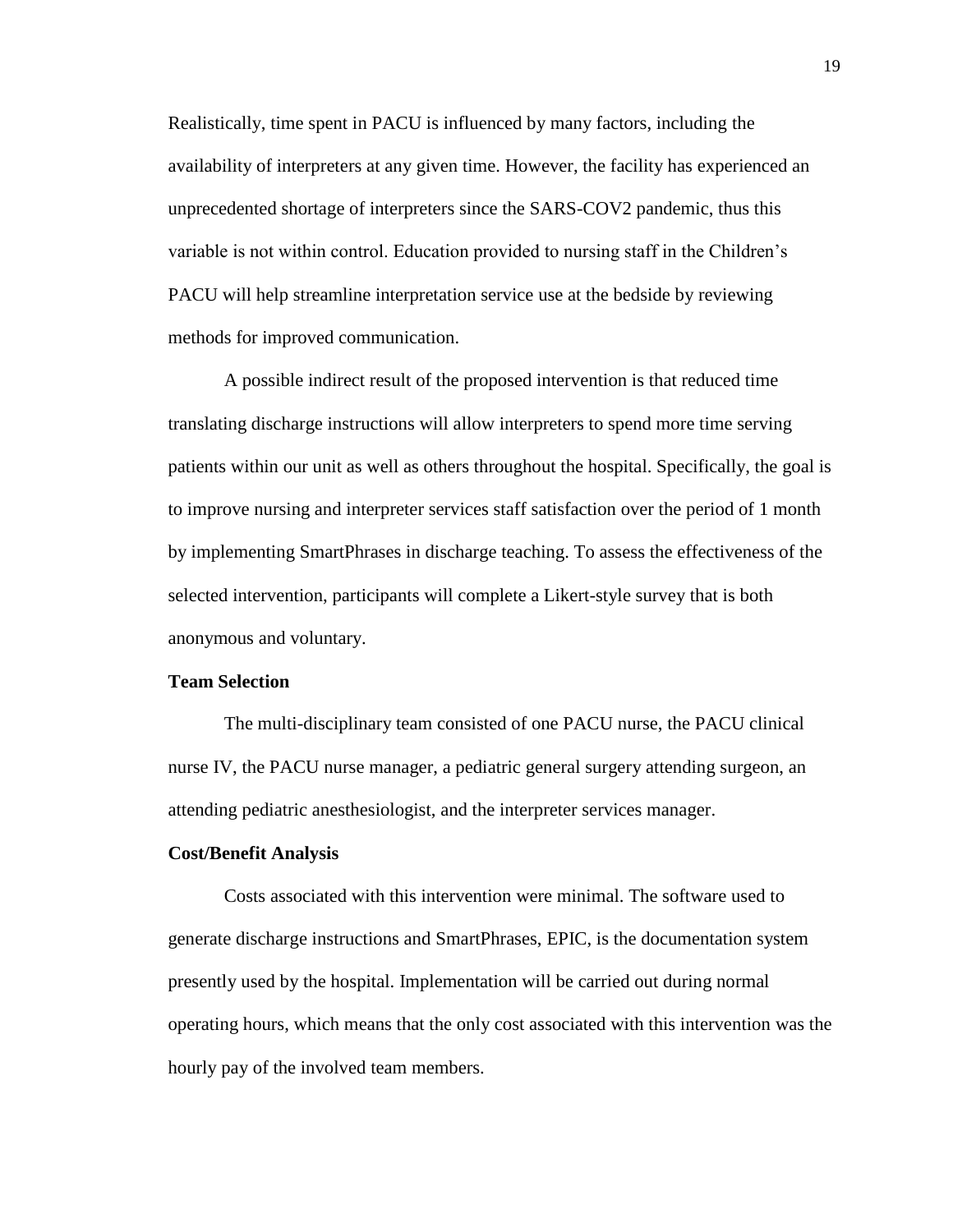Realistically, time spent in PACU is influenced by many factors, including the availability of interpreters at any given time. However, the facility has experienced an unprecedented shortage of interpreters since the SARS-COV2 pandemic, thus this variable is not within control. Education provided to nursing staff in the Children's PACU will help streamline interpretation service use at the bedside by reviewing methods for improved communication.

A possible indirect result of the proposed intervention is that reduced time translating discharge instructions will allow interpreters to spend more time serving patients within our unit as well as others throughout the hospital. Specifically, the goal is to improve nursing and interpreter services staff satisfaction over the period of 1 month by implementing SmartPhrases in discharge teaching. To assess the effectiveness of the selected intervention, participants will complete a Likert-style survey that is both anonymous and voluntary.

**Team Selection**

The multi-disciplinary team consisted of one PACU nurse, the PACU clinical nurse IV, the PACU nurse manager, a pediatric general surgery attending surgeon, an attending pediatric anesthesiologist, and the interpreter services manager.

**Cost/Benefit Analysis**

Costs associated with this intervention were minimal. The software used to generate discharge instructions and SmartPhrases, EPIC, is the documentation system presently used by the hospital. Implementation will be carried out during normal operating hours, which means that the only cost associated with this intervention was the hourly pay of the involved team members.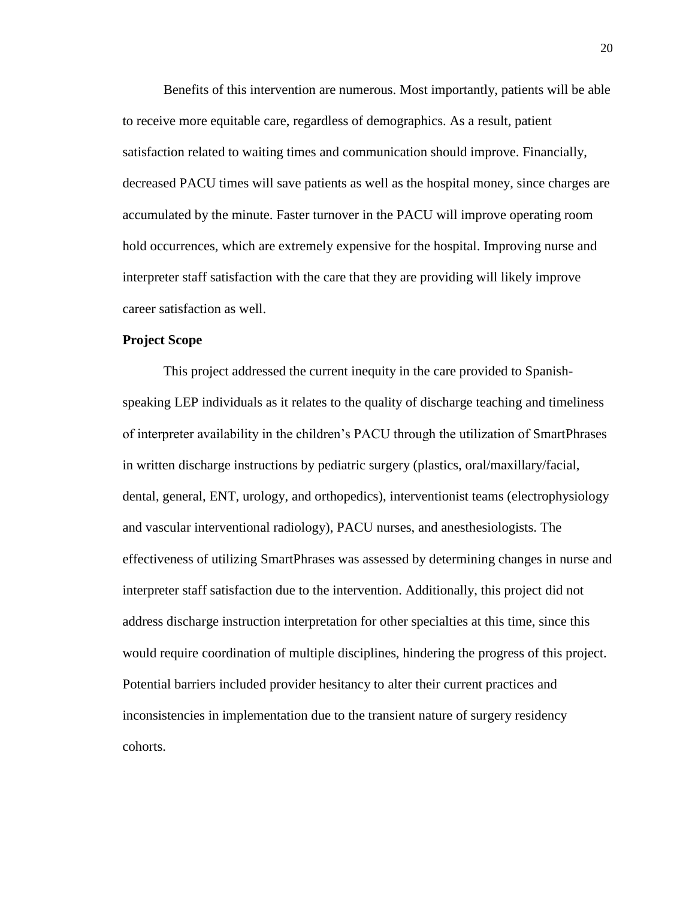Benefits of this intervention are numerous. Most importantly, patients will be able to receive more equitable care, regardless of demographics. As a result, patient satisfaction related to waiting times and communication should improve. Financially, decreased PACU times will save patients as well as the hospital money, since charges are accumulated by the minute. Faster turnover in the PACU will improve operating room hold occurrences, which are extremely expensive for the hospital. Improving nurse and interpreter staff satisfaction with the care that they are providing will likely improve career satisfaction as well.

**Project Scope**

This project addressed the current inequity in the care provided to Spanish-speaking LEP individuals as it relates to the quality of discharge teaching and timeliness of interpreter availability in the children's PACU through the utilization of SmartPhrases in written discharge instructions by pediatric surgery (plastics, oral/maxillary/facial, dental, general, ENT, urology, and orthopedics), interventionist teams (electrophysiology and vascular interventional radiology), PACU nurses, and anesthesiologists. The effectiveness of utilizing SmartPhrases was assessed by determining changes in nurse and interpreter staff satisfaction due to the intervention. Additionally, this project did not address discharge instruction interpretation for other specialties at this time, since this would require coordination of multiple disciplines, hindering the progress of this project. Potential barriers included provider hesitancy to alter their current practices and inconsistencies in implementation due to the transient nature of surgery residency cohorts.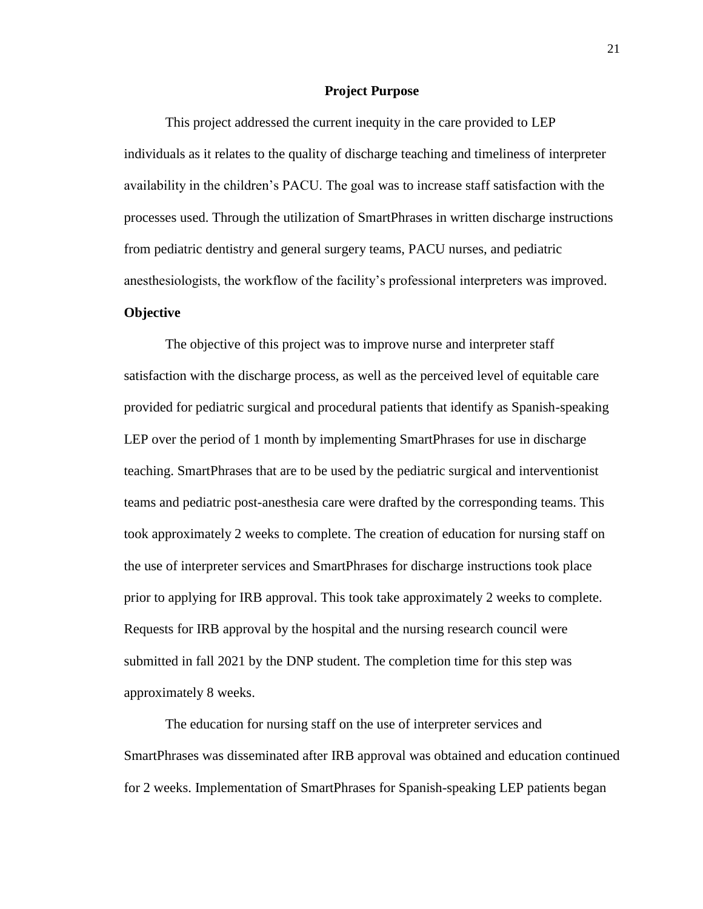## Project Purpose

This project addressed the current inequity in the care provided to LEP individuals as it relates to the quality of discharge teaching and timeliness of interpreter availability in the children's PACU. The goal was to increase staff satisfaction with the processes used. Through the utilization of SmartPhrases in written discharge instructions from pediatric dentistry and general surgery teams, PACU nurses, and pediatric anesthesiologists, the workflow of the facility's professional interpreters was improved.

### Objective

The objective of this project was to improve nurse and interpreter staff satisfaction with the discharge process, as well as the perceived level of equitable care provided for pediatric surgical and procedural patients that identify as Spanish-speaking LEP over the period of 1 month by implementing SmartPhrases for use in discharge teaching. SmartPhrases that are to be used by the pediatric surgical and interventionist teams and pediatric post-anesthesia care were drafted by the corresponding teams. This took approximately 2 weeks to complete. The creation of education for nursing staff on the use of interpreter services and SmartPhrases for discharge instructions took place prior to applying for IRB approval. This took take approximately 2 weeks to complete. Requests for IRB approval by the hospital and the nursing research council were submitted in fall 2021 by the DNP student. The completion time for this step was approximately 8 weeks.

The education for nursing staff on the use of interpreter services and SmartPhrases was disseminated after IRB approval was obtained and education continued for 2 weeks. Implementation of SmartPhrases for Spanish-speaking LEP patients began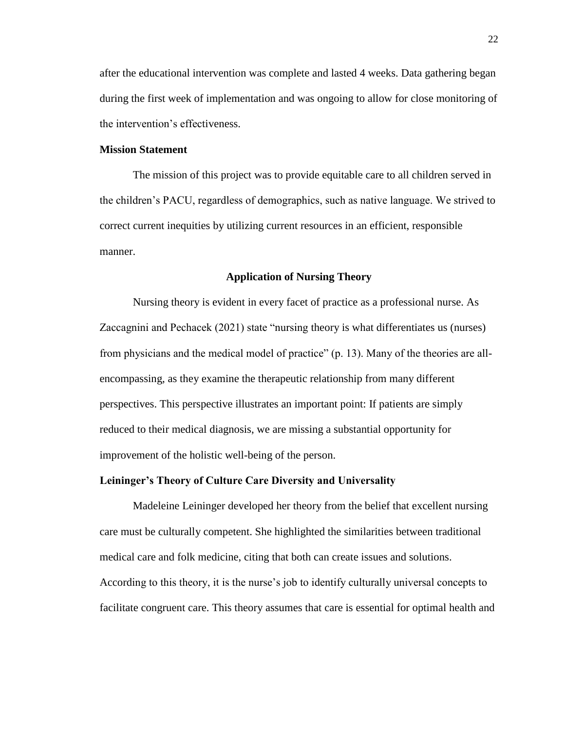after the educational intervention was complete and lasted 4 weeks. Data gathering began during the first week of implementation and was ongoing to allow for close monitoring of the intervention's effectiveness.

### Mission Statement

The mission of this project was to provide equitable care to all children served in the children's PACU, regardless of demographics, such as native language. We strived to correct current inequities by utilizing current resources in an efficient, responsible manner.

## Application of Nursing Theory

Nursing theory is evident in every facet of practice as a professional nurse. As Zaccagnini and Pechacek (2021) state "nursing theory is what differentiates us (nurses) from physicians and the medical model of practice" (p. 13). Many of the theories are all-encompassing, as they examine the therapeutic relationship from many different perspectives. This perspective illustrates an important point: If patients are simply reduced to their medical diagnosis, we are missing a substantial opportunity for improvement of the holistic well-being of the person.

### Leininger's Theory of Culture Care Diversity and Universality

Madeleine Leininger developed her theory from the belief that excellent nursing care must be culturally competent. She highlighted the similarities between traditional medical care and folk medicine, citing that both can create issues and solutions. According to this theory, it is the nurse's job to identify culturally universal concepts to facilitate congruent care. This theory assumes that care is essential for optimal health and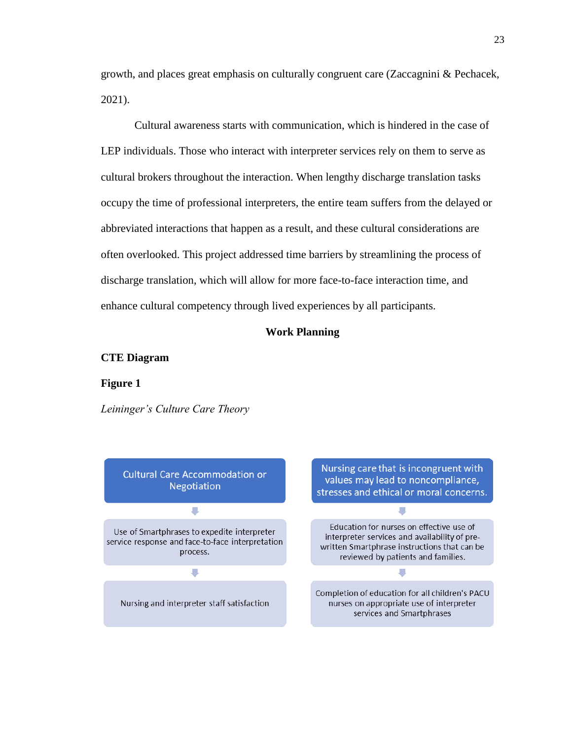growth, and places great emphasis on culturally congruent care (Zaccagnini & Pechacek, 2021).

Cultural awareness starts with communication, which is hindered in the case of LEP individuals. Those who interact with interpreter services rely on them to serve as cultural brokers throughout the interaction. When lengthy discharge translation tasks occupy the time of professional interpreters, the entire team suffers from the delayed or abbreviated interactions that happen as a result, and these cultural considerations are often overlooked. This project addressed time barriers by streamlining the process of discharge translation, which will allow for more face-to-face interaction time, and enhance cultural competency through lived experiences by all participants.

## Work Planning

### CTE Diagram

**Figure 1**

*Leininger's Culture Care Theory*

Cultural Care Accommodation or Negotiation

↓

Use of Smartphrases to expedite interpreter service response and face-to-face interpretation process.

↓

Nursing and interpreter staff satisfaction

Nursing care that is incongruent with values may lead to noncompliance, stresses and ethical or moral concerns.

↓

Education for nurses on effective use of interpreter services and availability of pre-written Smartphrase instructions that can be reviewed by patients and families.

↓

Completion of education for all children's PACU nurses on appropriate use of interpreter services and Smartphrases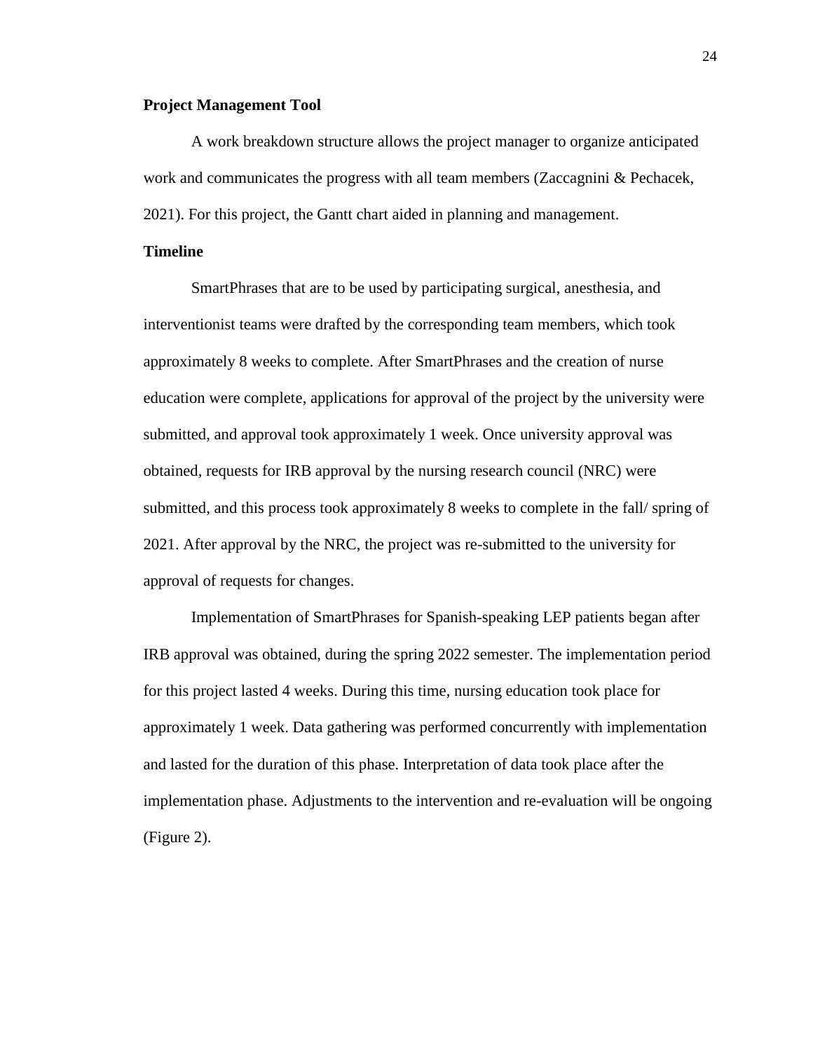**Project Management Tool**

A work breakdown structure allows the project manager to organize anticipated work and communicates the progress with all team members (Zaccagnini & Pechacek, 2021). For this project, the Gantt chart aided in planning and management.

**Timeline**

SmartPhrases that are to be used by participating surgical, anesthesia, and interventionist teams were drafted by the corresponding team members, which took approximately 8 weeks to complete. After SmartPhrases and the creation of nurse education were complete, applications for approval of the project by the university were submitted, and approval took approximately 1 week. Once university approval was obtained, requests for IRB approval by the nursing research council (NRC) were submitted, and this process took approximately 8 weeks to complete in the fall/ spring of 2021. After approval by the NRC, the project was re-submitted to the university for approval of requests for changes.

Implementation of SmartPhrases for Spanish-speaking LEP patients began after IRB approval was obtained, during the spring 2022 semester. The implementation period for this project lasted 4 weeks. During this time, nursing education took place for approximately 1 week. Data gathering was performed concurrently with implementation and lasted for the duration of this phase. Interpretation of data took place after the implementation phase. Adjustments to the intervention and re-evaluation will be ongoing (Figure 2).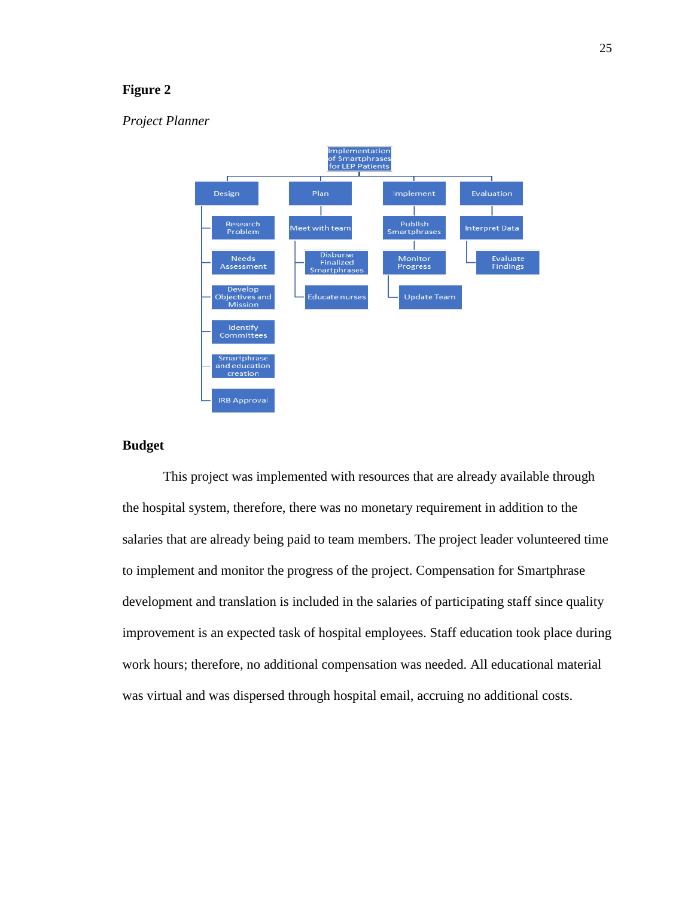**Figure 2**

*Project Planner*

Implementation of Smartphrases for LEP Patients

- Design
  - Research Problem
  - Needs Assessment
  - Develop Objectives and Mission
  - Identify Committees
  - Smartphrase and education creation
  - IRB Approval
- Plan
  - Meet with team
  - Disburse Finalized Smartphrases
  - Educate nurses
- Implement
  - Publish Smartphrases
  - Monitor Progress
  - Update Team
- Evaluation
  - Interpret Data
  - Evaluate Findings

## Budget

This project was implemented with resources that are already available through the hospital system, therefore, there was no monetary requirement in addition to the salaries that are already being paid to team members. The project leader volunteered time to implement and monitor the progress of the project. Compensation for Smartphrase development and translation is included in the salaries of participating staff since quality improvement is an expected task of hospital employees. Staff education took place during work hours; therefore, no additional compensation was needed. All educational material was virtual and was dispersed through hospital email, accruing no additional costs.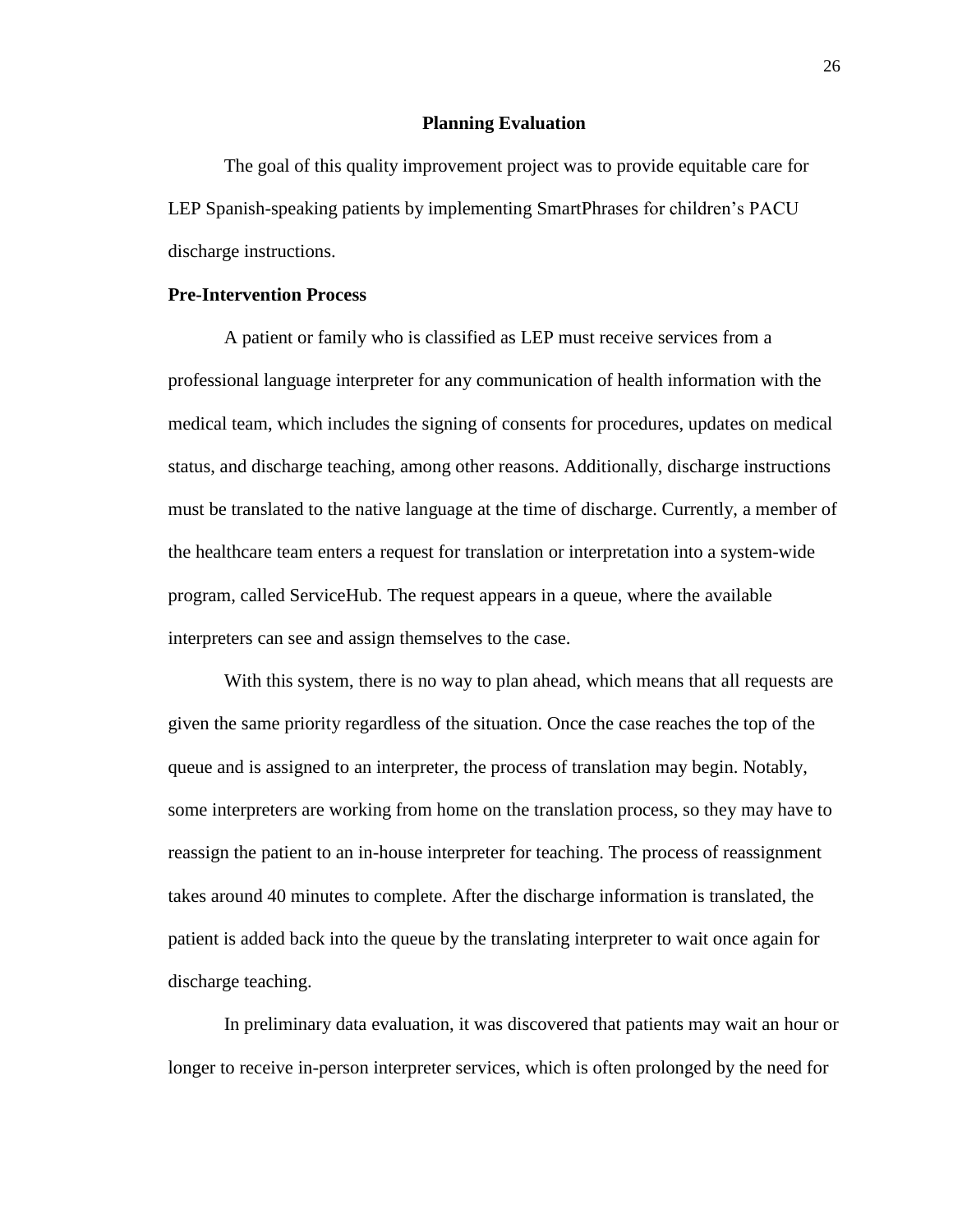## Planning Evaluation

The goal of this quality improvement project was to provide equitable care for LEP Spanish-speaking patients by implementing SmartPhrases for children's PACU discharge instructions.

### Pre-Intervention Process

A patient or family who is classified as LEP must receive services from a professional language interpreter for any communication of health information with the medical team, which includes the signing of consents for procedures, updates on medical status, and discharge teaching, among other reasons. Additionally, discharge instructions must be translated to the native language at the time of discharge. Currently, a member of the healthcare team enters a request for translation or interpretation into a system-wide program, called ServiceHub. The request appears in a queue, where the available interpreters can see and assign themselves to the case.

With this system, there is no way to plan ahead, which means that all requests are given the same priority regardless of the situation. Once the case reaches the top of the queue and is assigned to an interpreter, the process of translation may begin. Notably, some interpreters are working from home on the translation process, so they may have to reassign the patient to an in-house interpreter for teaching. The process of reassignment takes around 40 minutes to complete. After the discharge information is translated, the patient is added back into the queue by the translating interpreter to wait once again for discharge teaching.

In preliminary data evaluation, it was discovered that patients may wait an hour or longer to receive in-person interpreter services, which is often prolonged by the need for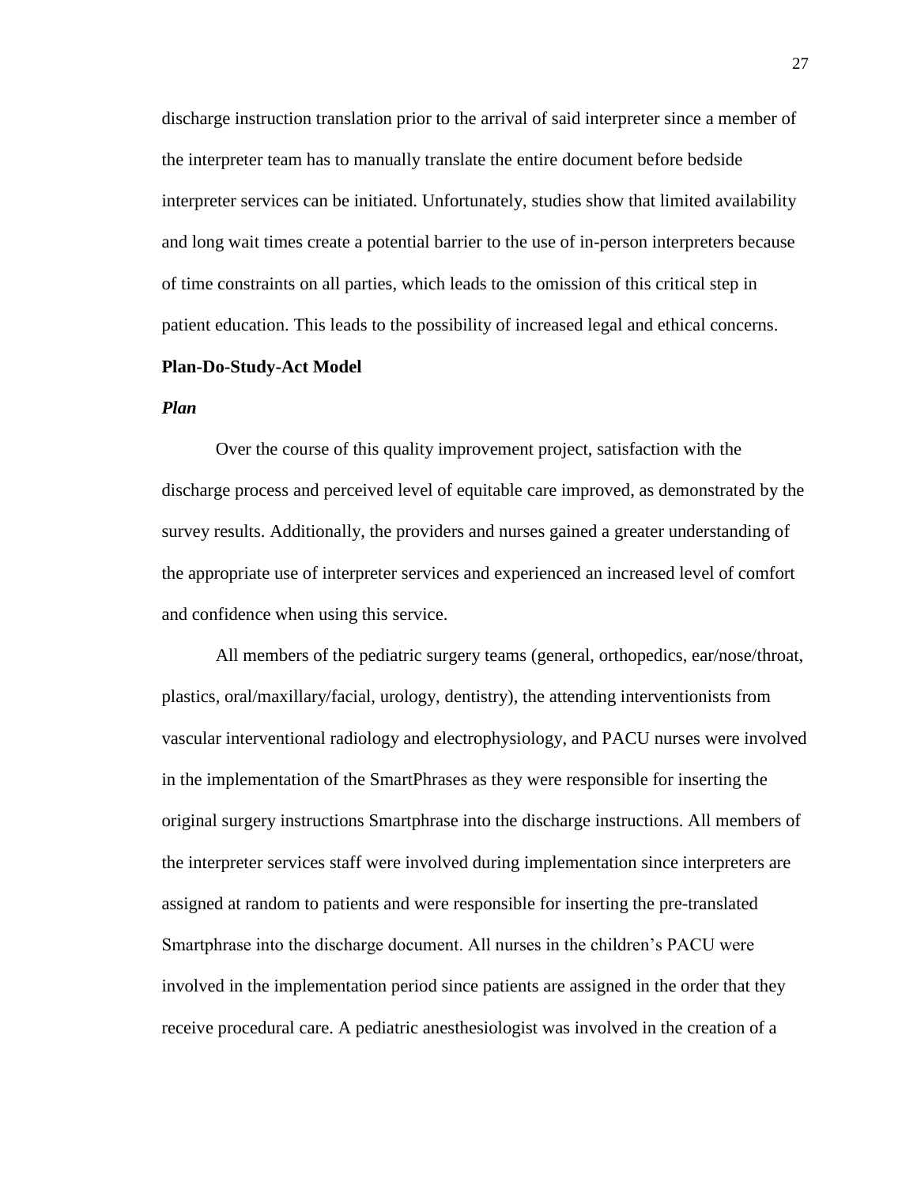discharge instruction translation prior to the arrival of said interpreter since a member of the interpreter team has to manually translate the entire document before bedside interpreter services can be initiated. Unfortunately, studies show that limited availability and long wait times create a potential barrier to the use of in-person interpreters because of time constraints on all parties, which leads to the omission of this critical step in patient education. This leads to the possibility of increased legal and ethical concerns.

## Plan-Do-Study-Act Model

### *Plan*

Over the course of this quality improvement project, satisfaction with the discharge process and perceived level of equitable care improved, as demonstrated by the survey results. Additionally, the providers and nurses gained a greater understanding of the appropriate use of interpreter services and experienced an increased level of comfort and confidence when using this service.

All members of the pediatric surgery teams (general, orthopedics, ear/nose/throat, plastics, oral/maxillary/facial, urology, dentistry), the attending interventionists from vascular interventional radiology and electrophysiology, and PACU nurses were involved in the implementation of the SmartPhrases as they were responsible for inserting the original surgery instructions Smartphrase into the discharge instructions. All members of the interpreter services staff were involved during implementation since interpreters are assigned at random to patients and were responsible for inserting the pre-translated Smartphrase into the discharge document. All nurses in the children's PACU were involved in the implementation period since patients are assigned in the order that they receive procedural care. A pediatric anesthesiologist was involved in the creation of a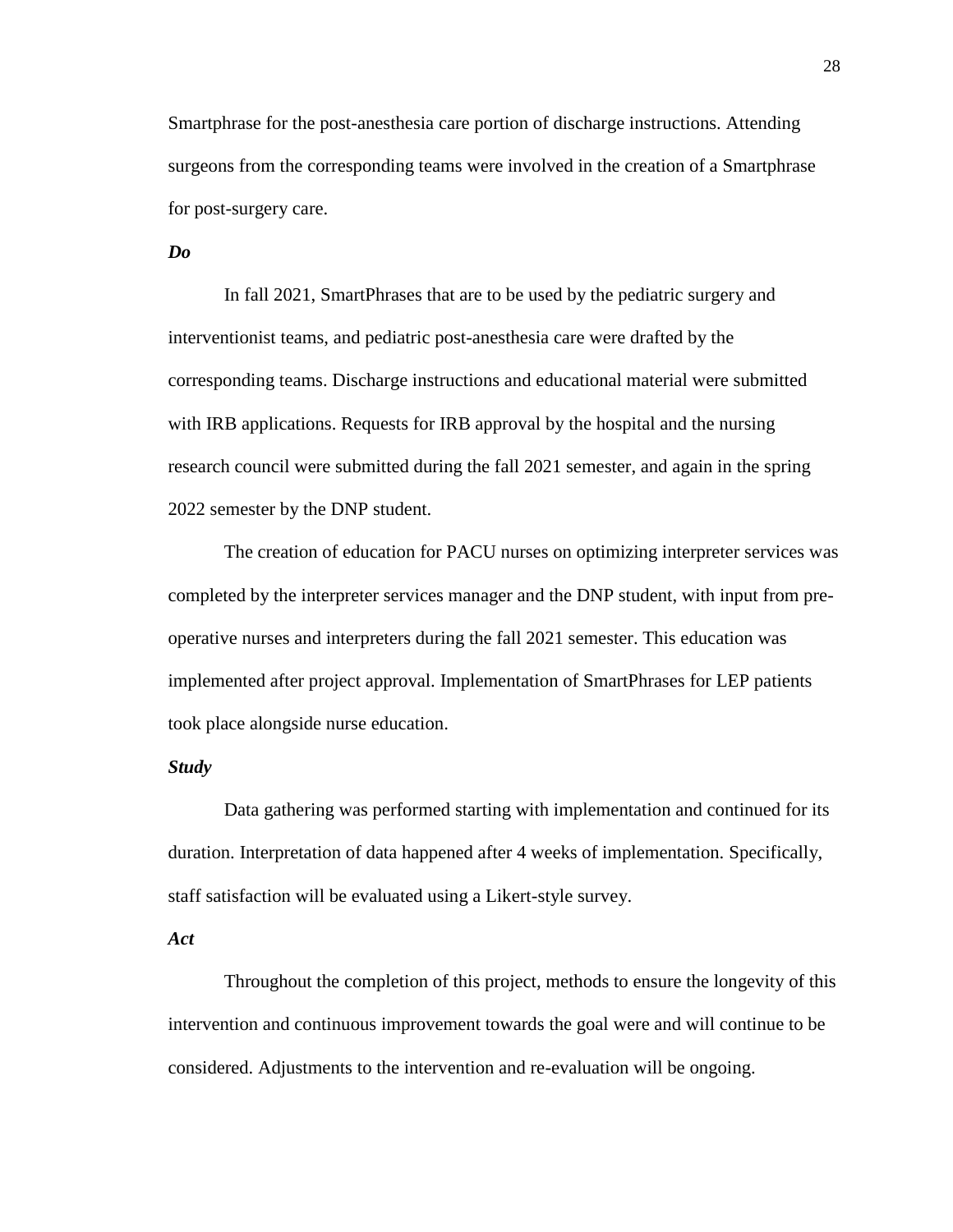Smartphrase for the post-anesthesia care portion of discharge instructions. Attending surgeons from the corresponding teams were involved in the creation of a Smartphrase for post-surgery care.

### *Do*

In fall 2021, SmartPhrases that are to be used by the pediatric surgery and interventionist teams, and pediatric post-anesthesia care were drafted by the corresponding teams. Discharge instructions and educational material were submitted with IRB applications. Requests for IRB approval by the hospital and the nursing research council were submitted during the fall 2021 semester, and again in the spring 2022 semester by the DNP student.

The creation of education for PACU nurses on optimizing interpreter services was completed by the interpreter services manager and the DNP student, with input from pre-operative nurses and interpreters during the fall 2021 semester. This education was implemented after project approval. Implementation of SmartPhrases for LEP patients took place alongside nurse education.

### *Study*

Data gathering was performed starting with implementation and continued for its duration. Interpretation of data happened after 4 weeks of implementation. Specifically, staff satisfaction will be evaluated using a Likert-style survey.

### *Act*

Throughout the completion of this project, methods to ensure the longevity of this intervention and continuous improvement towards the goal were and will continue to be considered. Adjustments to the intervention and re-evaluation will be ongoing.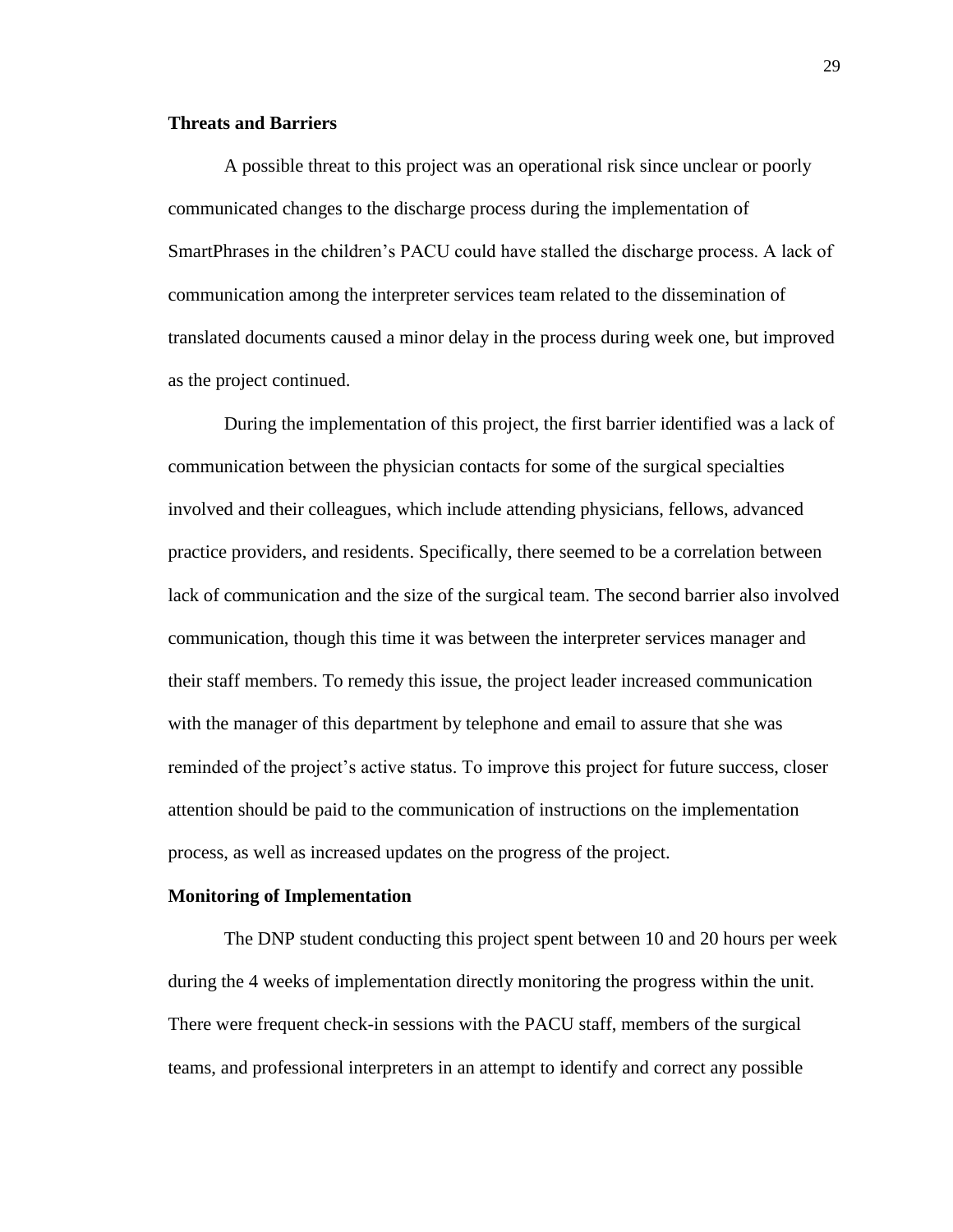**Threats and Barriers**

A possible threat to this project was an operational risk since unclear or poorly communicated changes to the discharge process during the implementation of SmartPhrases in the children's PACU could have stalled the discharge process. A lack of communication among the interpreter services team related to the dissemination of translated documents caused a minor delay in the process during week one, but improved as the project continued.

During the implementation of this project, the first barrier identified was a lack of communication between the physician contacts for some of the surgical specialties involved and their colleagues, which include attending physicians, fellows, advanced practice providers, and residents. Specifically, there seemed to be a correlation between lack of communication and the size of the surgical team. The second barrier also involved communication, though this time it was between the interpreter services manager and their staff members. To remedy this issue, the project leader increased communication with the manager of this department by telephone and email to assure that she was reminded of the project's active status. To improve this project for future success, closer attention should be paid to the communication of instructions on the implementation process, as well as increased updates on the progress of the project.

**Monitoring of Implementation**

The DNP student conducting this project spent between 10 and 20 hours per week during the 4 weeks of implementation directly monitoring the progress within the unit. There were frequent check-in sessions with the PACU staff, members of the surgical teams, and professional interpreters in an attempt to identify and correct any possible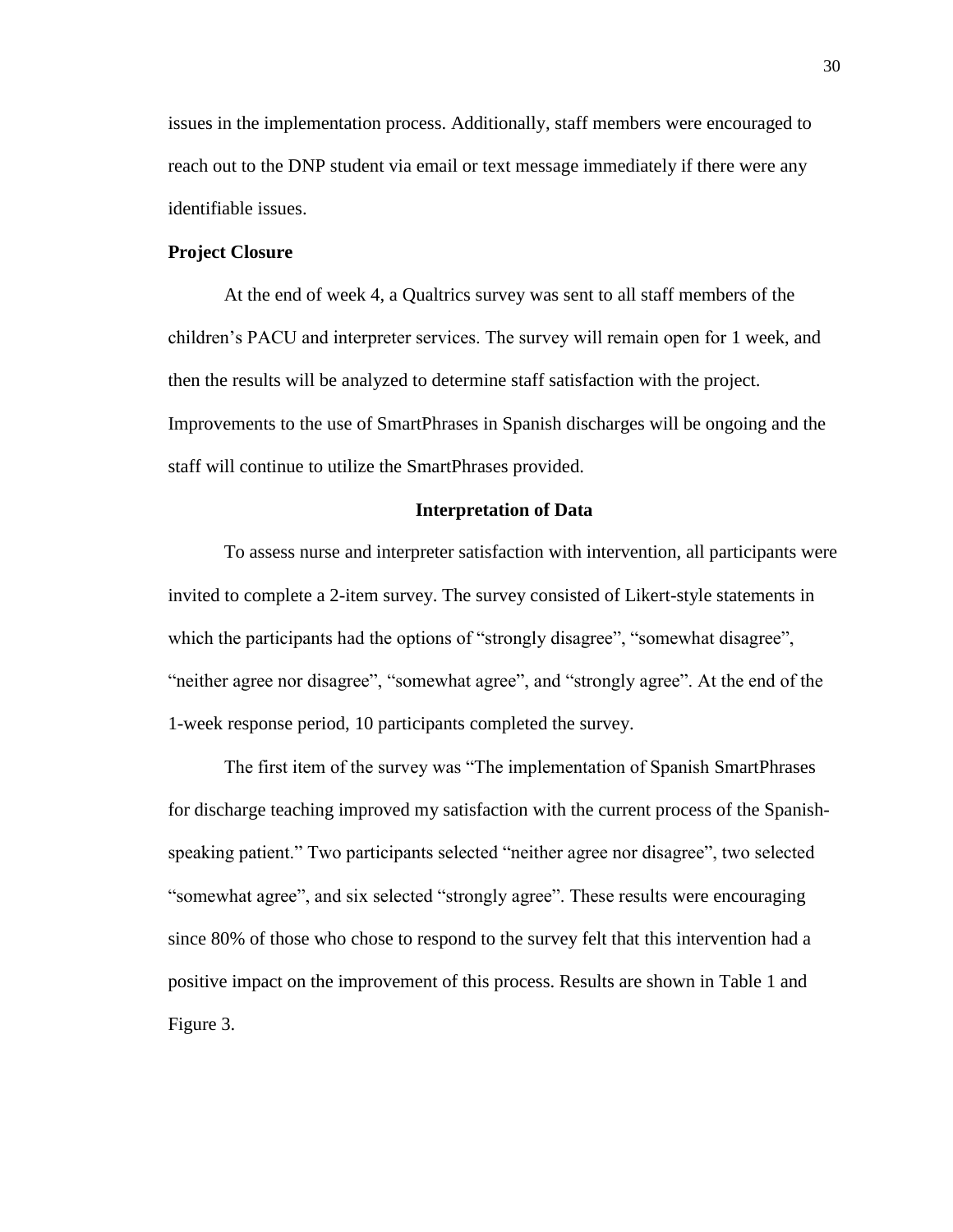issues in the implementation process. Additionally, staff members were encouraged to reach out to the DNP student via email or text message immediately if there were any identifiable issues.

**Project Closure**

At the end of week 4, a Qualtrics survey was sent to all staff members of the children's PACU and interpreter services. The survey will remain open for 1 week, and then the results will be analyzed to determine staff satisfaction with the project. Improvements to the use of SmartPhrases in Spanish discharges will be ongoing and the staff will continue to utilize the SmartPhrases provided.

## Interpretation of Data

To assess nurse and interpreter satisfaction with intervention, all participants were invited to complete a 2-item survey. The survey consisted of Likert-style statements in which the participants had the options of "strongly disagree", "somewhat disagree", "neither agree nor disagree", "somewhat agree", and "strongly agree". At the end of the 1-week response period, 10 participants completed the survey.

The first item of the survey was "The implementation of Spanish SmartPhrases for discharge teaching improved my satisfaction with the current process of the Spanish-speaking patient." Two participants selected "neither agree nor disagree", two selected "somewhat agree", and six selected "strongly agree". These results were encouraging since 80% of those who chose to respond to the survey felt that this intervention had a positive impact on the improvement of this process. Results are shown in Table 1 and Figure 3.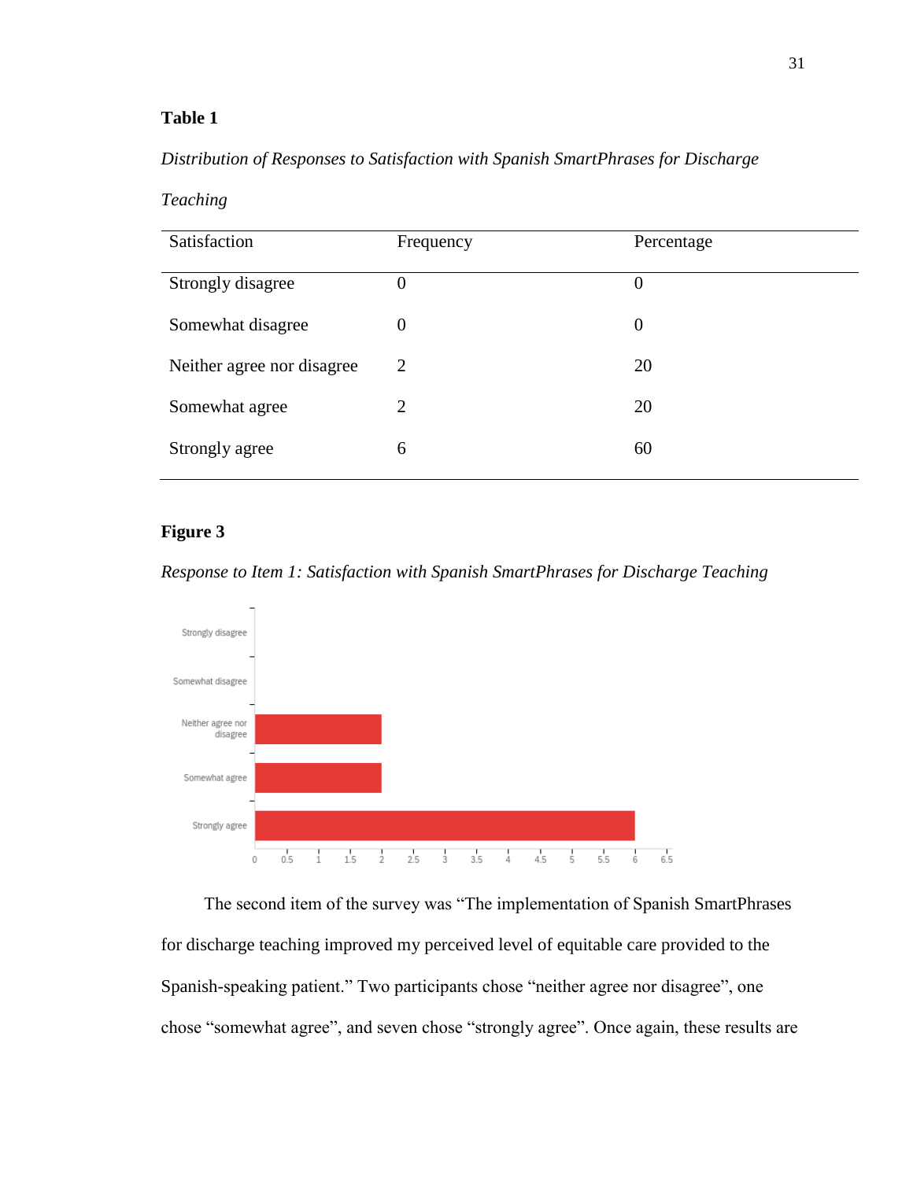**Table 1**

*Distribution of Responses to Satisfaction with Spanish SmartPhrases for Discharge Teaching*

| Satisfaction | Frequency | Percentage |
|---|---|---|
| Strongly disagree | 0 | 0 |
| Somewhat disagree | 0 | 0 |
| Neither agree nor disagree | 2 | 20 |
| Somewhat agree | 2 | 20 |
| Strongly agree | 6 | 60 |

**Figure 3**

*Response to Item 1: Satisfaction with Spanish SmartPhrases for Discharge Teaching*

The second item of the survey was "The implementation of Spanish SmartPhrases for discharge teaching improved my perceived level of equitable care provided to the Spanish-speaking patient." Two participants chose "neither agree nor disagree", one chose "somewhat agree", and seven chose "strongly agree". Once again, these results are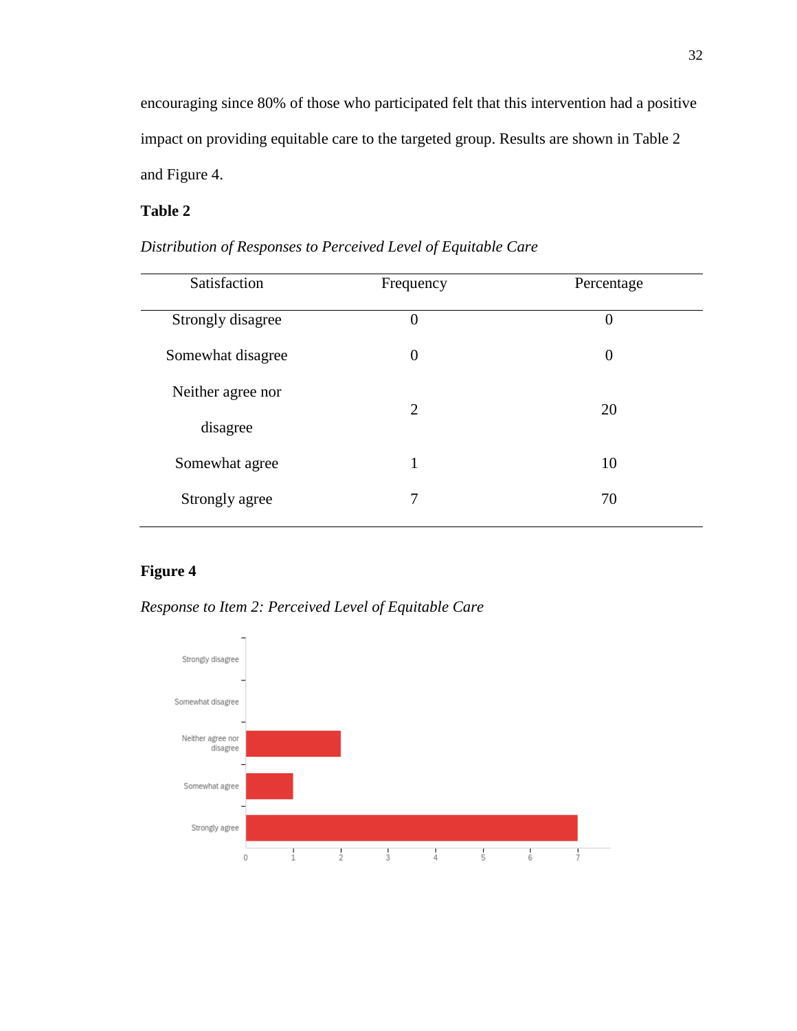encouraging since 80% of those who participated felt that this intervention had a positive impact on providing equitable care to the targeted group. Results are shown in Table 2 and Figure 4.

**Table 2**

*Distribution of Responses to Perceived Level of Equitable Care*

| Satisfaction | Frequency | Percentage |
|---|---|---|
| Strongly disagree | 0 | 0 |
| Somewhat disagree | 0 | 0 |
| Neither agree nor disagree | 2 | 20 |
| Somewhat agree | 1 | 10 |
| Strongly agree | 7 | 70 |

**Figure 4**

*Response to Item 2: Perceived Level of Equitable Care*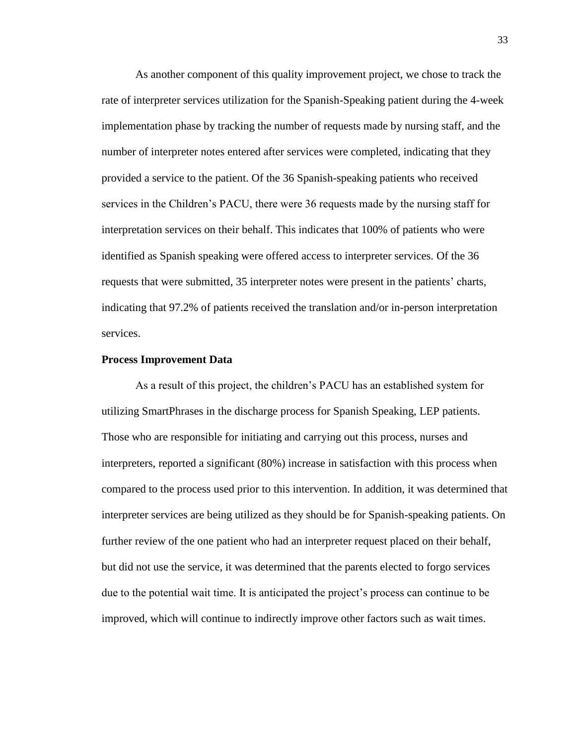As another component of this quality improvement project, we chose to track the rate of interpreter services utilization for the Spanish-Speaking patient during the 4-week implementation phase by tracking the number of requests made by nursing staff, and the number of interpreter notes entered after services were completed, indicating that they provided a service to the patient. Of the 36 Spanish-speaking patients who received services in the Children's PACU, there were 36 requests made by the nursing staff for interpretation services on their behalf. This indicates that 100% of patients who were identified as Spanish speaking were offered access to interpreter services. Of the 36 requests that were submitted, 35 interpreter notes were present in the patients' charts, indicating that 97.2% of patients received the translation and/or in-person interpretation services.

**Process Improvement Data**

As a result of this project, the children's PACU has an established system for utilizing SmartPhrases in the discharge process for Spanish Speaking, LEP patients. Those who are responsible for initiating and carrying out this process, nurses and interpreters, reported a significant (80%) increase in satisfaction with this process when compared to the process used prior to this intervention. In addition, it was determined that interpreter services are being utilized as they should be for Spanish-speaking patients. On further review of the one patient who had an interpreter request placed on their behalf, but did not use the service, it was determined that the parents elected to forgo services due to the potential wait time. It is anticipated the project's process can continue to be improved, which will continue to indirectly improve other factors such as wait times.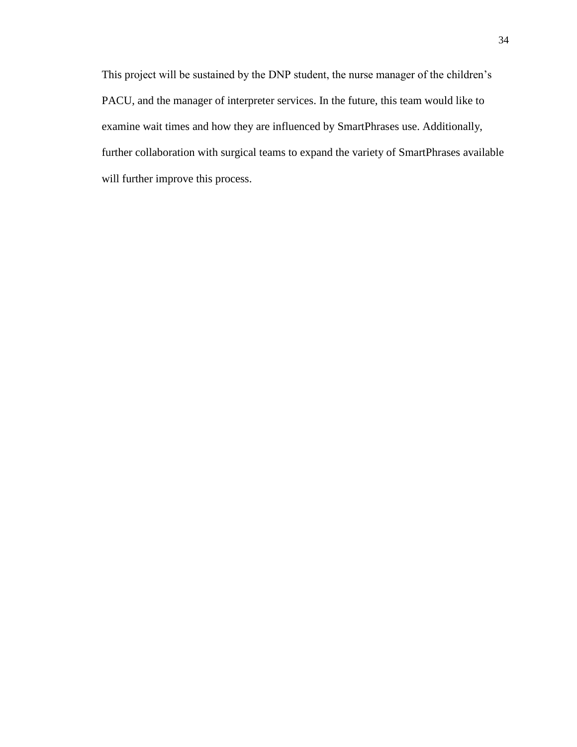This project will be sustained by the DNP student, the nurse manager of the children's PACU, and the manager of interpreter services. In the future, this team would like to examine wait times and how they are influenced by SmartPhrases use. Additionally, further collaboration with surgical teams to expand the variety of SmartPhrases available will further improve this process.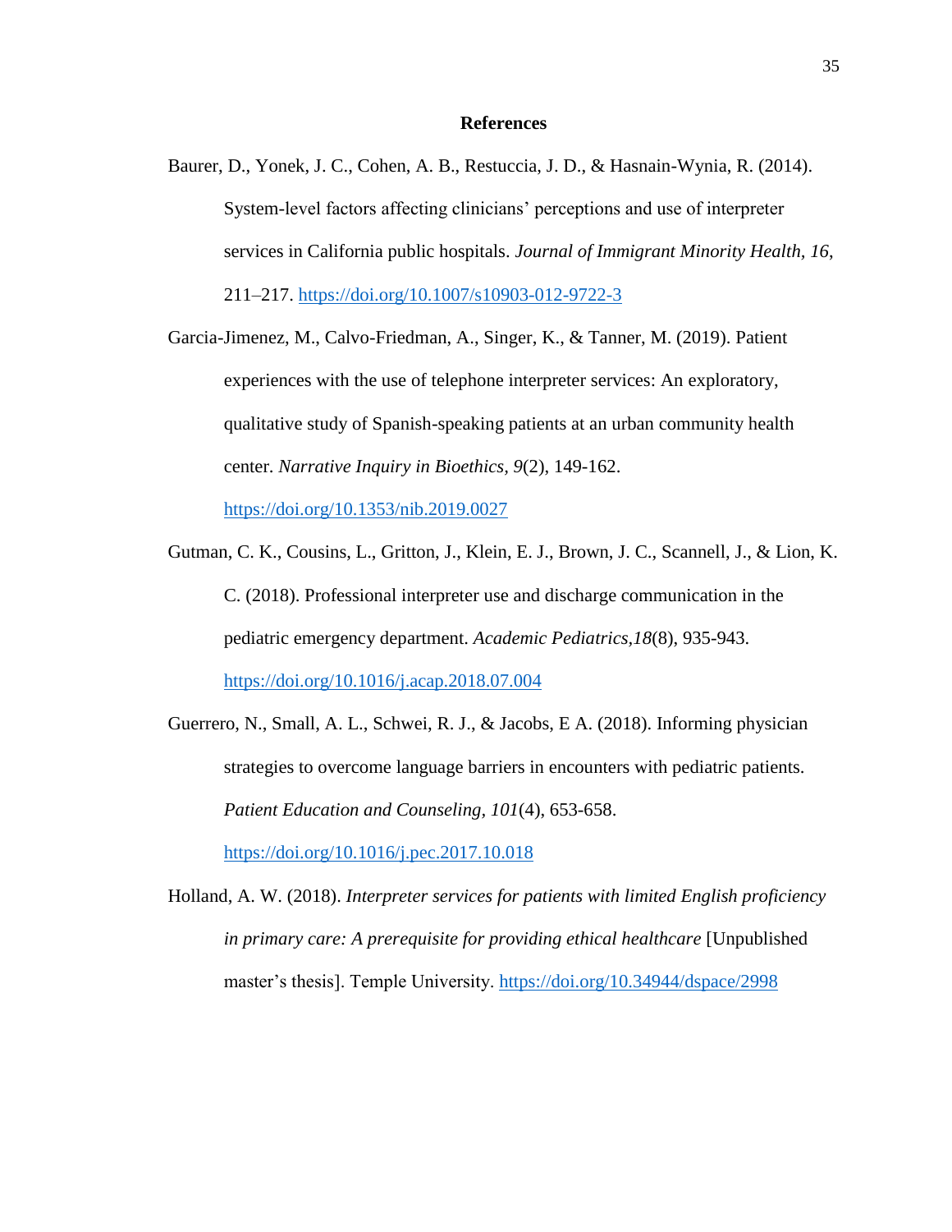# References

Baurer, D., Yonek, J. C., Cohen, A. B., Restuccia, J. D., & Hasnain-Wynia, R. (2014). System-level factors affecting clinicians' perceptions and use of interpreter services in California public hospitals. *Journal of Immigrant Minority Health, 16*, 211–217. https://doi.org/10.1007/s10903-012-9722-3

Garcia-Jimenez, M., Calvo-Friedman, A., Singer, K., & Tanner, M. (2019). Patient experiences with the use of telephone interpreter services: An exploratory, qualitative study of Spanish-speaking patients at an urban community health center. *Narrative Inquiry in Bioethics, 9*(2), 149-162. https://doi.org/10.1353/nib.2019.0027

Gutman, C. K., Cousins, L., Gritton, J., Klein, E. J., Brown, J. C., Scannell, J., & Lion, K. C. (2018). Professional interpreter use and discharge communication in the pediatric emergency department. *Academic Pediatrics,18*(8), 935-943. https://doi.org/10.1016/j.acap.2018.07.004

Guerrero, N., Small, A. L., Schwei, R. J., & Jacobs, E A. (2018). Informing physician strategies to overcome language barriers in encounters with pediatric patients. *Patient Education and Counseling, 101*(4), 653-658. https://doi.org/10.1016/j.pec.2017.10.018

Holland, A. W. (2018). *Interpreter services for patients with limited English proficiency in primary care: A prerequisite for providing ethical healthcare* [Unpublished master's thesis]. Temple University. https://doi.org/10.34944/dspace/2998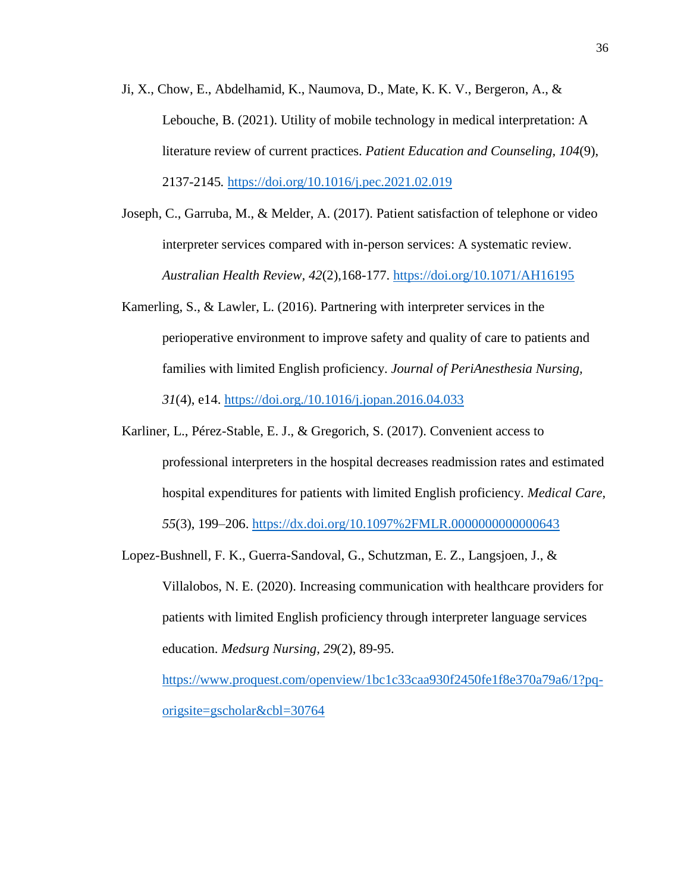Ji, X., Chow, E., Abdelhamid, K., Naumova, D., Mate, K. K. V., Bergeron, A., & Lebouche, B. (2021). Utility of mobile technology in medical interpretation: A literature review of current practices. *Patient Education and Counseling, 104*(9), 2137-2145. https://doi.org/10.1016/j.pec.2021.02.019

Joseph, C., Garruba, M., & Melder, A. (2017). Patient satisfaction of telephone or video interpreter services compared with in-person services: A systematic review. *Australian Health Review*, *42*(2),168-177. https://doi.org/10.1071/AH16195

Kamerling, S., & Lawler, L. (2016). Partnering with interpreter services in the perioperative environment to improve safety and quality of care to patients and families with limited English proficiency. *Journal of PeriAnesthesia Nursing, 31*(4), e14. https://doi.org./10.1016/j.jopan.2016.04.033

Karliner, L., Pérez-Stable, E. J., & Gregorich, S. (2017). Convenient access to professional interpreters in the hospital decreases readmission rates and estimated hospital expenditures for patients with limited English proficiency. *Medical Care, 55*(3), 199–206. https://dx.doi.org/10.1097%2FMLR.0000000000000643

Lopez-Bushnell, F. K., Guerra-Sandoval, G., Schutzman, E. Z., Langsjoen, J., & Villalobos, N. E. (2020). Increasing communication with healthcare providers for patients with limited English proficiency through interpreter language services education. *Medsurg Nursing, 29*(2), 89-95. https://www.proquest.com/openview/1bc1c33caa930f2450fe1f8e370a79a6/1?pq-origsite=gscholar&cbl=30764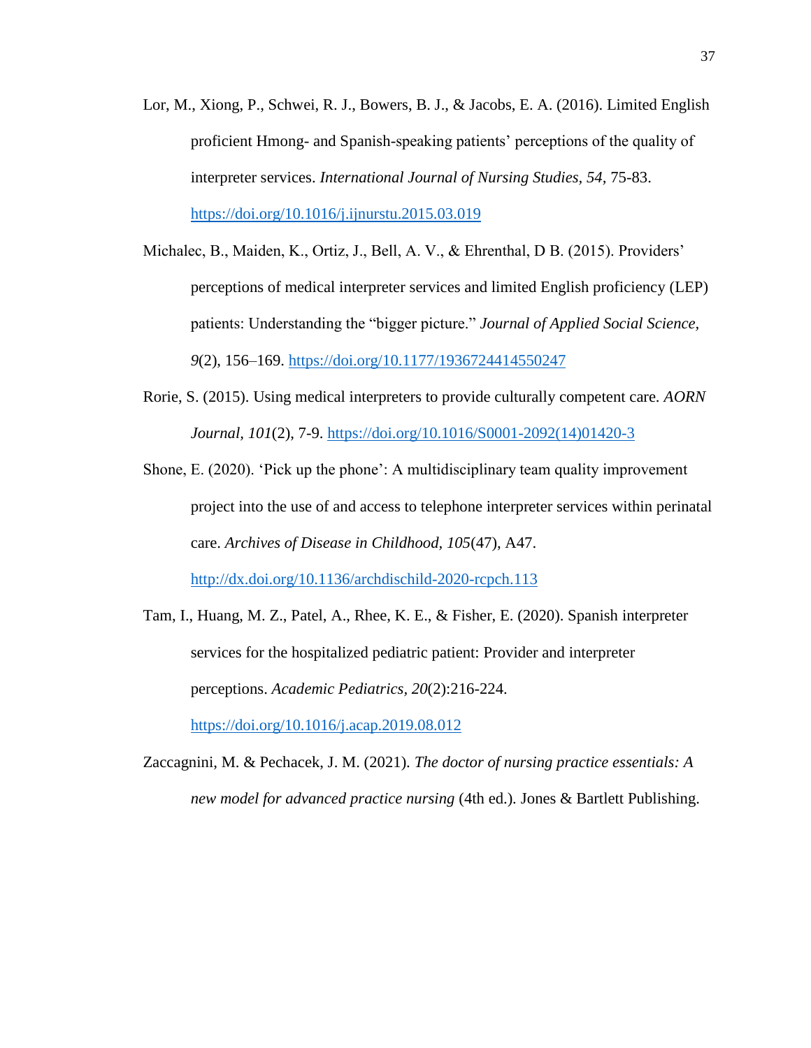Lor, M., Xiong, P., Schwei, R. J., Bowers, B. J., & Jacobs, E. A. (2016). Limited English proficient Hmong- and Spanish-speaking patients' perceptions of the quality of interpreter services. *International Journal of Nursing Studies*, *54*, 75-83. https://doi.org/10.1016/j.ijnurstu.2015.03.019

Michalec, B., Maiden, K., Ortiz, J., Bell, A. V., & Ehrenthal, D B. (2015). Providers' perceptions of medical interpreter services and limited English proficiency (LEP) patients: Understanding the "bigger picture." *Journal of Applied Social Science*, *9*(2), 156–169. https://doi.org/10.1177/1936724414550247

Rorie, S. (2015). Using medical interpreters to provide culturally competent care. *AORN Journal*, *101*(2), 7-9. https://doi.org/10.1016/S0001-2092(14)01420-3

Shone, E. (2020). 'Pick up the phone': A multidisciplinary team quality improvement project into the use of and access to telephone interpreter services within perinatal care. *Archives of Disease in Childhood, 105*(47), A47. http://dx.doi.org/10.1136/archdischild-2020-rcpch.113

Tam, I., Huang, M. Z., Patel, A., Rhee, K. E., & Fisher, E. (2020). Spanish interpreter services for the hospitalized pediatric patient: Provider and interpreter perceptions. *Academic Pediatrics*, *20*(2):216-224. https://doi.org/10.1016/j.acap.2019.08.012

Zaccagnini, M. & Pechacek, J. M. (2021). *The doctor of nursing practice essentials: A new model for advanced practice nursing* (4th ed.). Jones & Bartlett Publishing.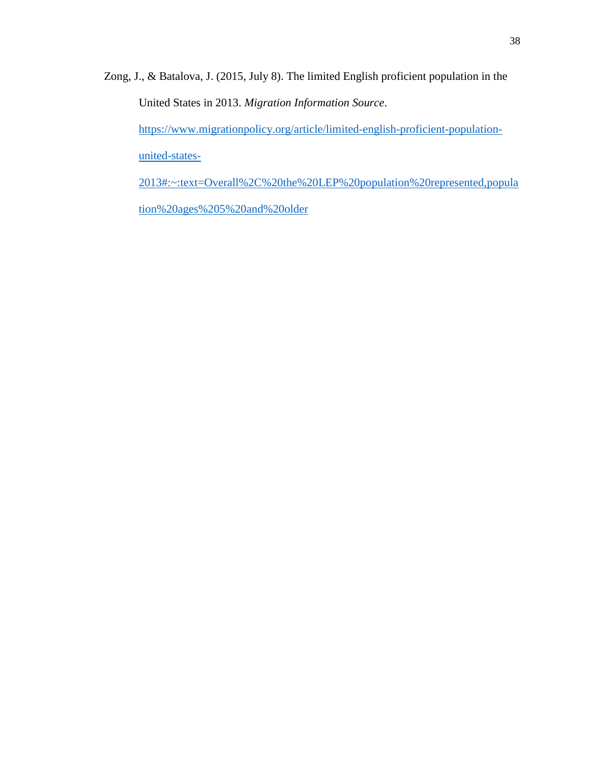Zong, J., & Batalova, J. (2015, July 8). The limited English proficient population in the United States in 2013. *Migration Information Source*. https://www.migrationpolicy.org/article/limited-english-proficient-population-united-states-2013#:~:text=Overall%2C%20the%20LEP%20population%20represented,population%20ages%205%20and%20older